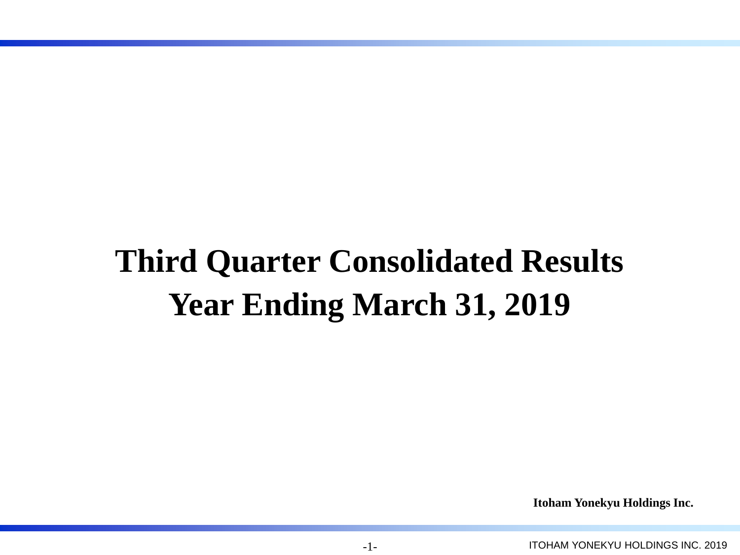# Third Quarter Consolidated Results
# Year Ending March 31, 2019

**Itoham Yonekyu Holdings Inc.**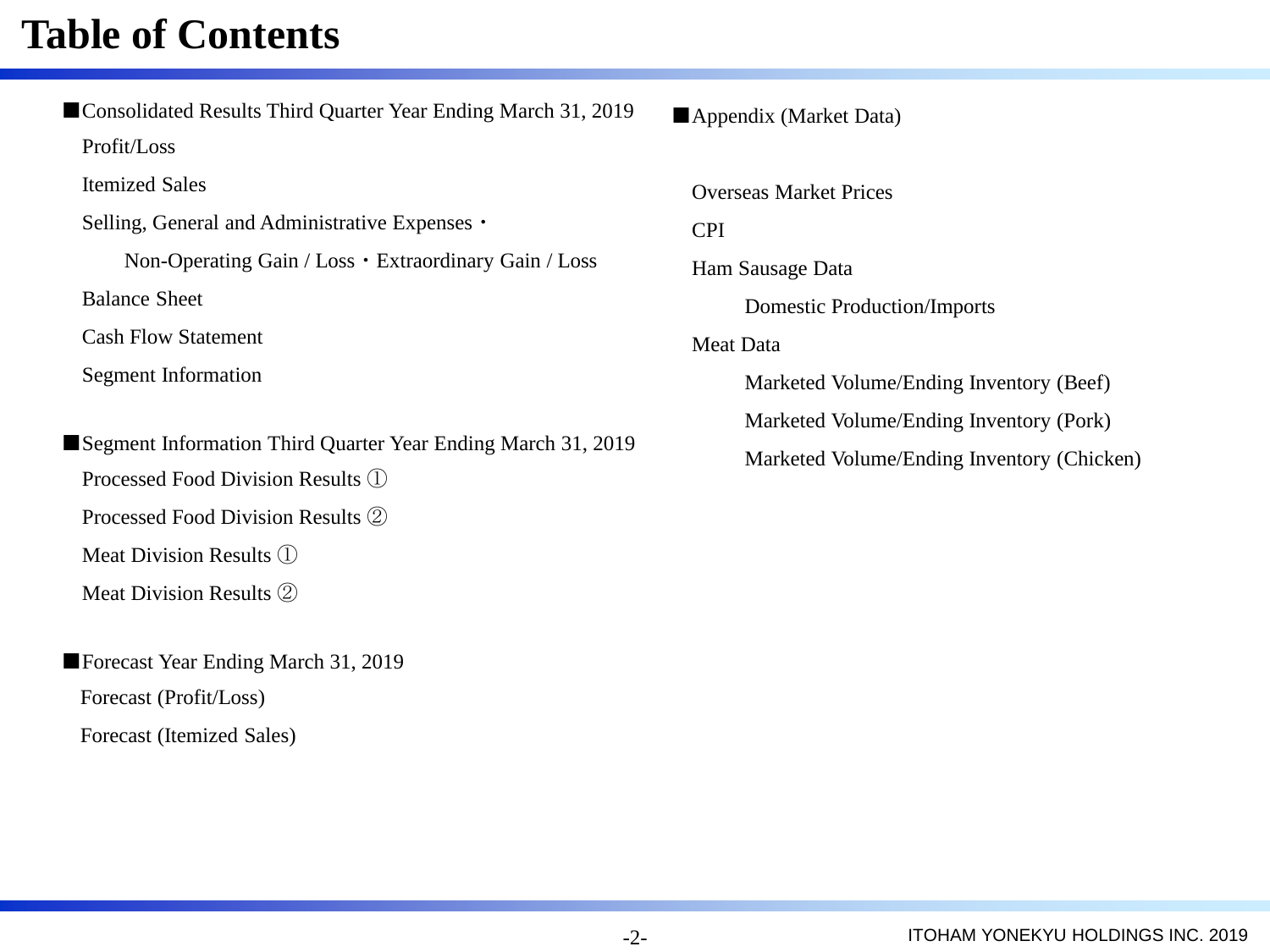# Table of Contents

■Consolidated Results Third Quarter Year Ending March 31, 2019

- Profit/Loss
- Itemized Sales
- Selling, General and Administrative Expenses・
  - Non-Operating Gain / Loss・Extraordinary Gain / Loss
- Balance Sheet
- Cash Flow Statement
- Segment Information

■Segment Information Third Quarter Year Ending March 31, 2019

- Processed Food Division Results ①
- Processed Food Division Results ②
- Meat Division Results ①
- Meat Division Results ②

■Forecast Year Ending March 31, 2019

- Forecast (Profit/Loss)
- Forecast (Itemized Sales)

■Appendix (Market Data)

- Overseas Market Prices
- CPI
- Ham Sausage Data
  - Domestic Production/Imports
- Meat Data
  - Marketed Volume/Ending Inventory (Beef)
  - Marketed Volume/Ending Inventory (Pork)
  - Marketed Volume/Ending Inventory (Chicken)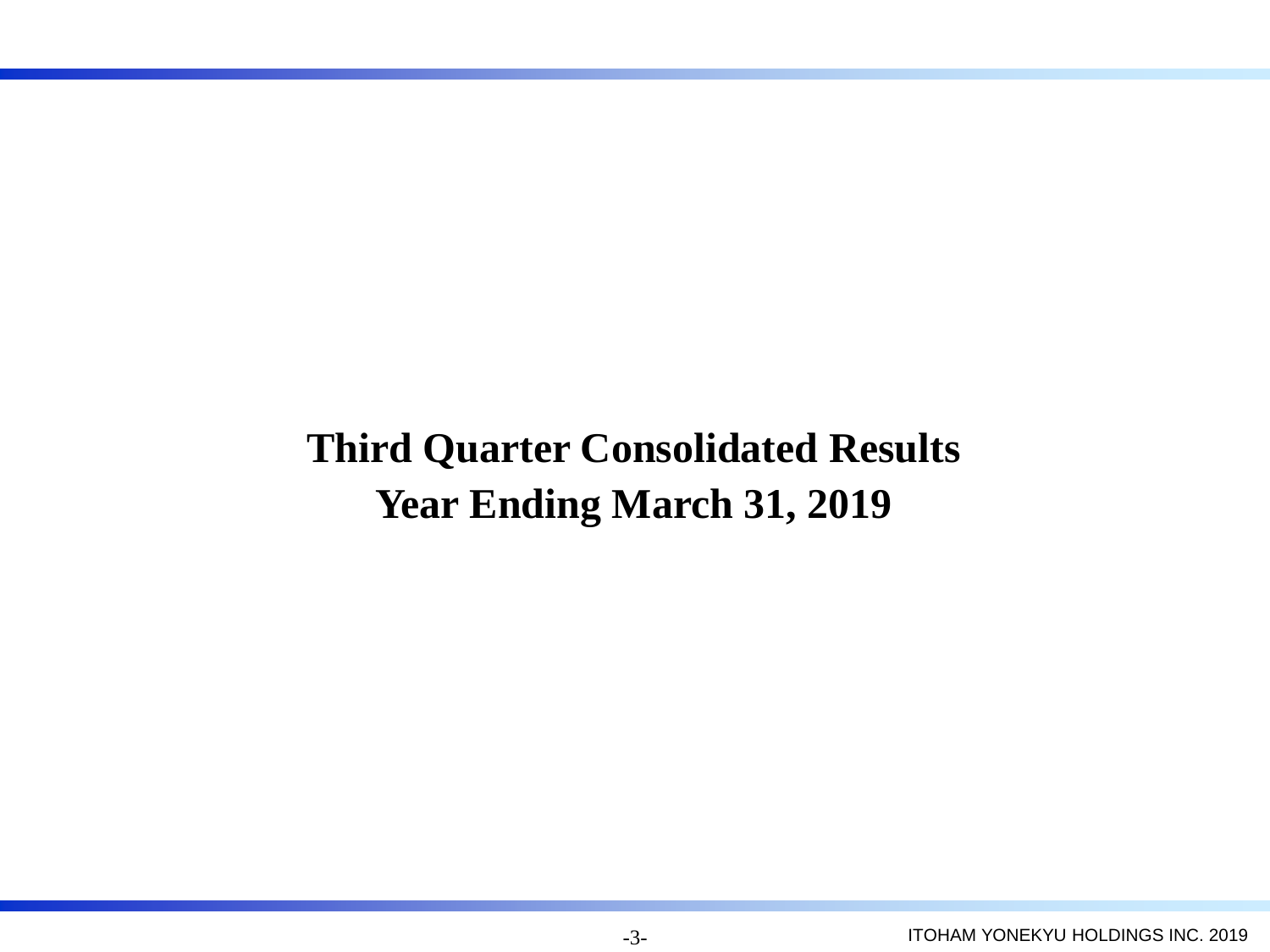# Third Quarter Consolidated Results
# Year Ending March 31, 2019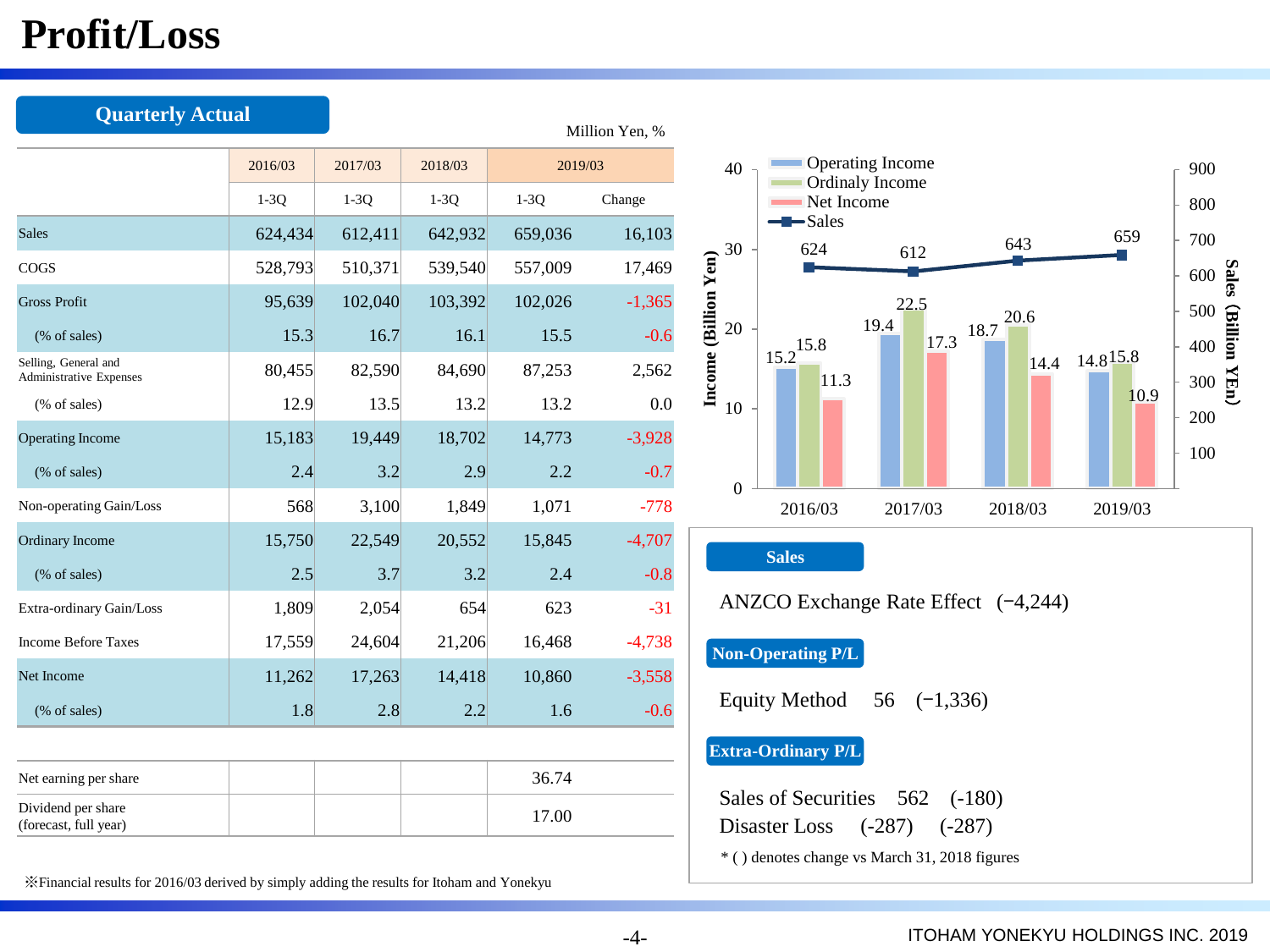# Profit/Loss

## Quarterly Actual

Million Yen, %

| | 2016/03 | 2017/03 | 2018/03 | 2019/03 | |
|---|---|---|---|---|---|
| | 1-3Q | 1-3Q | 1-3Q | 1-3Q | Change |
| Sales | 624,434 | 612,411 | 642,932 | 659,036 | 16,103 |
| COGS | 528,793 | 510,371 | 539,540 | 557,009 | 17,469 |
| Gross Profit | 95,639 | 102,040 | 103,392 | 102,026 | -1,365 |
| (% of sales) | 15.3 | 16.7 | 16.1 | 15.5 | -0.6 |
| Selling, General and Administrative Expenses | 80,455 | 82,590 | 84,690 | 87,253 | 2,562 |
| (% of sales) | 12.9 | 13.5 | 13.2 | 13.2 | 0.0 |
| Operating Income | 15,183 | 19,449 | 18,702 | 14,773 | -3,928 |
| (% of sales) | 2.4 | 3.2 | 2.9 | 2.2 | -0.7 |
| Non-operating Gain/Loss | 568 | 3,100 | 1,849 | 1,071 | -778 |
| Ordinary Income | 15,750 | 22,549 | 20,552 | 15,845 | -4,707 |
| (% of sales) | 2.5 | 3.7 | 3.2 | 2.4 | -0.8 |
| Extra-ordinary Gain/Loss | 1,809 | 2,054 | 654 | 623 | -31 |
| Income Before Taxes | 17,559 | 24,604 | 21,206 | 16,468 | -4,738 |
| Net Income | 11,262 | 17,263 | 14,418 | 10,860 | -3,558 |
| (% of sales) | 1.8 | 2.8 | 2.2 | 1.6 | -0.6 |

| | | | | |
|---|---|---|---|---|
| Net earning per share | | | | 36.74 |
| Dividend per share (forecast, full year) | | | | 17.00 |

※Financial results for 2016/03 derived by simply adding the results for Itoham and Yonekyu

| | 2016/03 | 2017/03 | 2018/03 | 2019/03 |
|---|---|---|---|---|
| Operating Income (Billion Yen) | 15.2 | 19.4 | 18.7 | 14.8 |
| Ordinaly Income (Billion Yen) | 15.8 | 22.5 | 20.6 | 15.8 |
| Net Income (Billion Yen) | 11.3 | 17.3 | 14.4 | 10.9 |
| Sales (Billion YEn) | 624 | 612 | 643 | 659 |

**Sales**

ANZCO Exchange Rate Effect (−4,244)

**Non-Operating P/L**

Equity Method 56 (−1,336)

**Extra-Ordinary P/L**

Sales of Securities 562 (-180)
Disaster Loss (-287) (-287)

* ( ) denotes change vs March 31, 2018 figures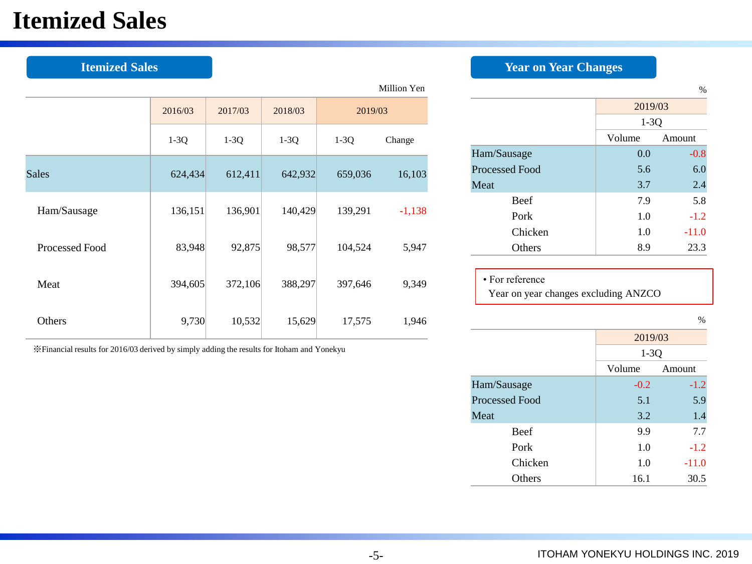# Itemized Sales

## Itemized Sales

Million Yen

| | 2016/03 | 2017/03 | 2018/03 | 2019/03 | |
|---|---|---|---|---|---|
| | 1-3Q | 1-3Q | 1-3Q | 1-3Q | Change |
| Sales | 624,434 | 612,411 | 642,932 | 659,036 | 16,103 |
| Ham/Sausage | 136,151 | 136,901 | 140,429 | 139,291 | -1,138 |
| Processed Food | 83,948 | 92,875 | 98,577 | 104,524 | 5,947 |
| Meat | 394,605 | 372,106 | 388,297 | 397,646 | 9,349 |
| Others | 9,730 | 10,532 | 15,629 | 17,575 | 1,946 |

※Financial results for 2016/03 derived by simply adding the results for Itoham and Yonekyu

## Year on Year Changes

%

| | 2019/03 | |
|---|---|---|
| | 1-3Q | |
| | Volume | Amount |
| Ham/Sausage | 0.0 | -0.8 |
| Processed Food | 5.6 | 6.0 |
| Meat | 3.7 | 2.4 |
| Beef | 7.9 | 5.8 |
| Pork | 1.0 | -1.2 |
| Chicken | 1.0 | -11.0 |
| Others | 8.9 | 23.3 |

• For reference
Year on year changes excluding ANZCO

%

| | 2019/03 | |
|---|---|---|
| | 1-3Q | |
| | Volume | Amount |
| Ham/Sausage | -0.2 | -1.2 |
| Processed Food | 5.1 | 5.9 |
| Meat | 3.2 | 1.4 |
| Beef | 9.9 | 7.7 |
| Pork | 1.0 | -1.2 |
| Chicken | 1.0 | -11.0 |
| Others | 16.1 | 30.5 |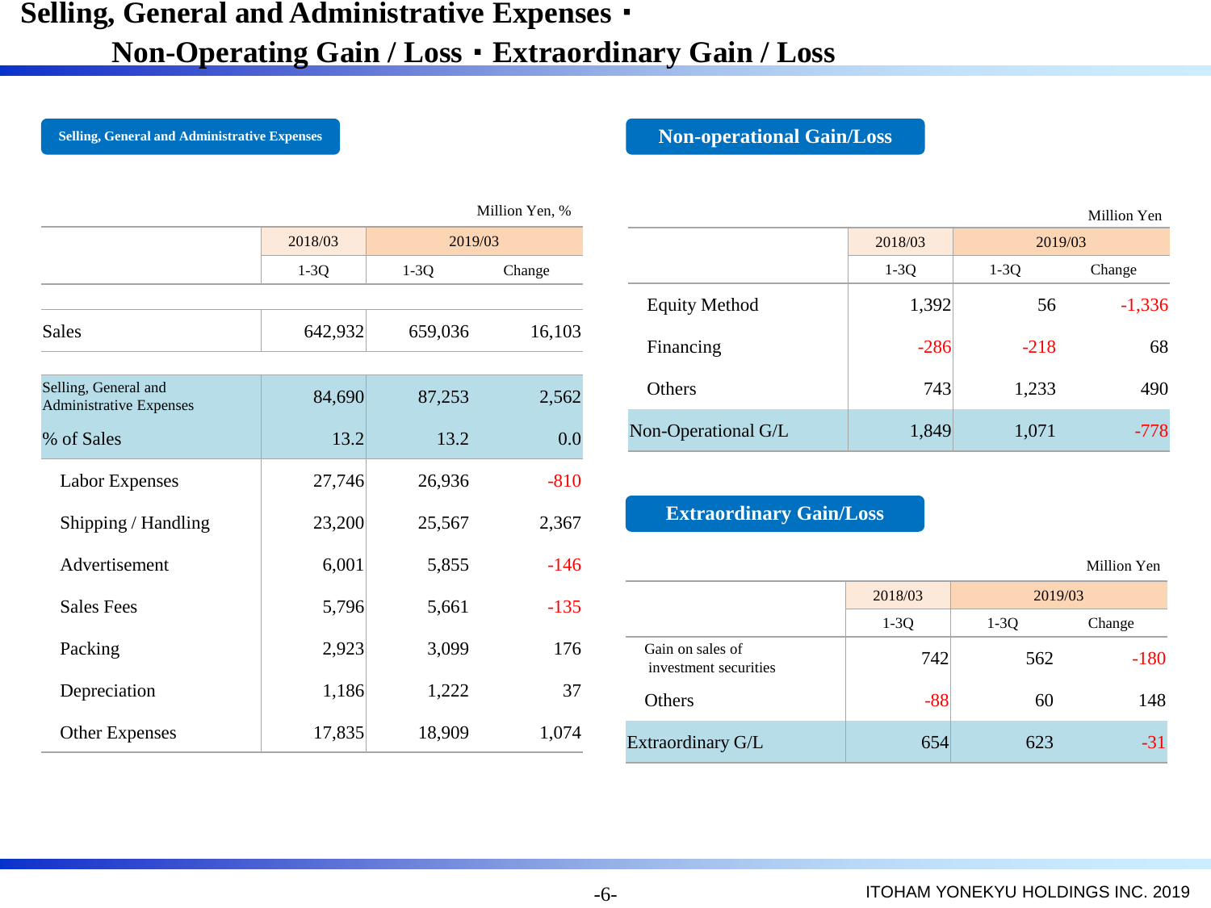# Selling, General and Administrative Expenses ･ Non-Operating Gain / Loss ･ Extraordinary Gain / Loss

## Selling, General and Administrative Expenses

Million Yen, %

| | 2018/03 | 2019/03 | |
|---|---|---|---|
| | 1-3Q | 1-3Q | Change |
| Sales | 642,932 | 659,036 | 16,103 |
| Selling, General and Administrative Expenses | 84,690 | 87,253 | 2,562 |
| % of Sales | 13.2 | 13.2 | 0.0 |
| Labor Expenses | 27,746 | 26,936 | -810 |
| Shipping / Handling | 23,200 | 25,567 | 2,367 |
| Advertisement | 6,001 | 5,855 | -146 |
| Sales Fees | 5,796 | 5,661 | -135 |
| Packing | 2,923 | 3,099 | 176 |
| Depreciation | 1,186 | 1,222 | 37 |
| Other Expenses | 17,835 | 18,909 | 1,074 |

## Non-operational Gain/Loss

Million Yen

| | 2018/03 | 2019/03 | |
|---|---|---|---|
| | 1-3Q | 1-3Q | Change |
| Equity Method | 1,392 | 56 | -1,336 |
| Financing | -286 | -218 | 68 |
| Others | 743 | 1,233 | 490 |
| Non-Operational G/L | 1,849 | 1,071 | -778 |

## Extraordinary Gain/Loss

Million Yen

| | 2018/03 | 2019/03 | |
|---|---|---|---|
| | 1-3Q | 1-3Q | Change |
| Gain on sales of investment securities | 742 | 562 | -180 |
| Others | -88 | 60 | 148 |
| Extraordinary G/L | 654 | 623 | -31 |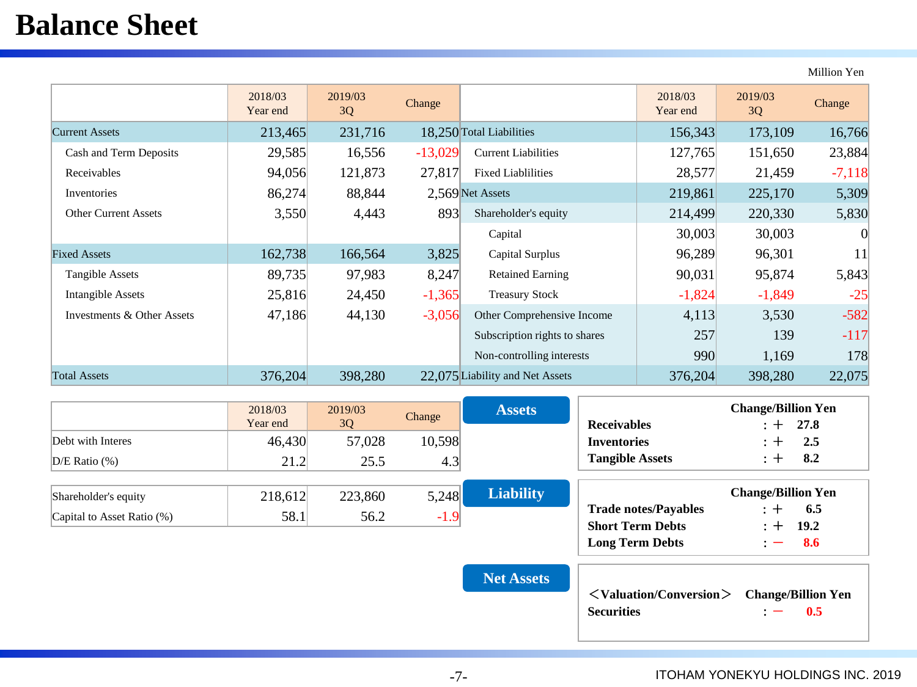# Balance Sheet

Million Yen

| | 2018/03 Year end | 2019/03 3Q | Change |
|---|---|---|---|
| Current Assets | 213,465 | 231,716 | 18,250 |
| Cash and Term Deposits | 29,585 | 16,556 | -13,029 |
| Receivables | 94,056 | 121,873 | 27,817 |
| Inventories | 86,274 | 88,844 | 2,569 |
| Other Current Assets | 3,550 | 4,443 | 893 |
| Fixed Assets | 162,738 | 166,564 | 3,825 |
| Tangible Assets | 89,735 | 97,983 | 8,247 |
| Intangible Assets | 25,816 | 24,450 | -1,365 |
| Investments & Other Assets | 47,186 | 44,130 | -3,056 |
| Total Assets | 376,204 | 398,280 | 22,075 |

| | 2018/03 Year end | 2019/03 3Q | Change |
|---|---|---|---|
| Total Liabilities | 156,343 | 173,109 | 16,766 |
| Current Liabilities | 127,765 | 151,650 | 23,884 |
| Fixed Liablilities | 28,577 | 21,459 | -7,118 |
| Net Assets | 219,861 | 225,170 | 5,309 |
| Shareholder's equity | 214,499 | 220,330 | 5,830 |
| Capital | 30,003 | 30,003 | 0 |
| Capital Surplus | 96,289 | 96,301 | 11 |
| Retained Earning | 90,031 | 95,874 | 5,843 |
| Treasury Stock | -1,824 | -1,849 | -25 |
| Other Comprehensive Income | 4,113 | 3,530 | -582 |
| Subscription rights to shares | 257 | 139 | -117 |
| Non-controlling interests | 990 | 1,169 | 178 |
| Liability and Net Assets | 376,204 | 398,280 | 22,075 |

| | 2018/03 Year end | 2019/03 3Q | Change |
|---|---|---|---|
| Debt with Interes | 46,430 | 57,028 | 10,598 |
| D/E Ratio (%) | 21.2 | 25.5 | 4.3 |
| Shareholder's equity | 218,612 | 223,860 | 5,248 |
| Capital to Asset Ratio (%) | 58.1 | 56.2 | -1.9 |

**Assets**

| | Change/Billion Yen |
|---|---|
| **Receivables** | : ＋ 27.8 |
| **Inventories** | : ＋ 2.5 |
| **Tangible Assets** | : ＋ 8.2 |

**Liability**

| | Change/Billion Yen |
|---|---|
| **Trade notes/Payables** | : ＋ 6.5 |
| **Short Term Debts** | : ＋ 19.2 |
| **Long Term Debts** | : － 8.6 |

**Net Assets**

| ＜Valuation/Conversion＞ | Change/Billion Yen |
|---|---|
| **Securities** | : － 0.5 |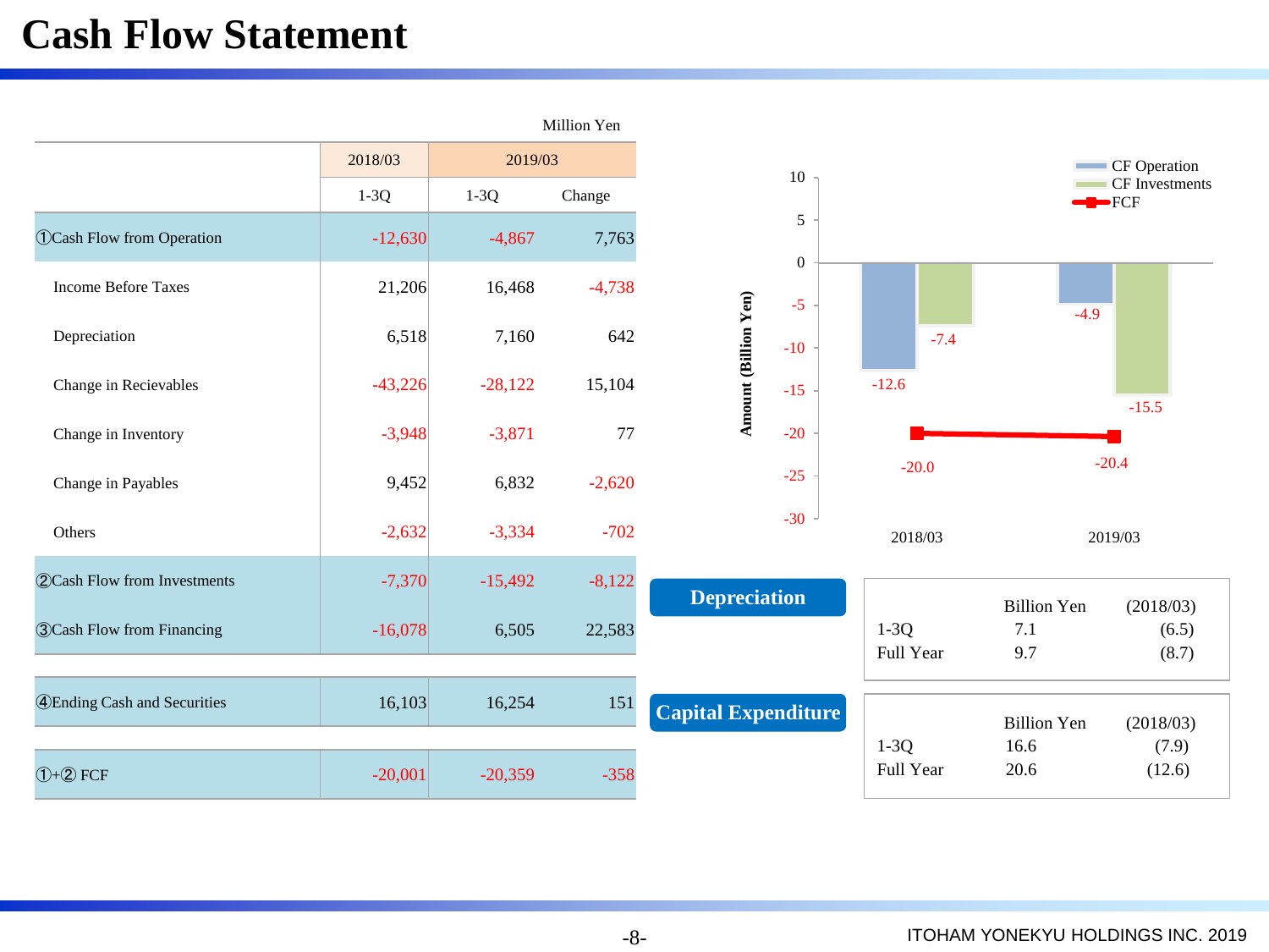# Cash Flow Statement

Million Yen

| | 2018/03 | 2019/03 | |
|---|---|---|---|
| | 1-3Q | 1-3Q | Change |
| ①Cash Flow from Operation | -12,630 | -4,867 | 7,763 |
| Income Before Taxes | 21,206 | 16,468 | -4,738 |
| Depreciation | 6,518 | 7,160 | 642 |
| Change in Recievables | -43,226 | -28,122 | 15,104 |
| Change in Inventory | -3,948 | -3,871 | 77 |
| Change in Payables | 9,452 | 6,832 | -2,620 |
| Others | -2,632 | -3,334 | -702 |
| ②Cash Flow from Investments | -7,370 | -15,492 | -8,122 |
| ③Cash Flow from Financing | -16,078 | 6,505 | 22,583 |
| ④Ending Cash and Securities | 16,103 | 16,254 | 151 |
| ①+② FCF | -20,001 | -20,359 | -358 |

Amount (Billion Yen)

| | CF Operation | CF Investments | FCF |
|---|---|---|---|
| 2018/03 | -12.6 | -7.4 | -20.0 |
| 2019/03 | -4.9 | -15.5 | -20.4 |

**Depreciation**

| | Billion Yen | (2018/03) |
|---|---|---|
| 1-3Q | 7.1 | (6.5) |
| Full Year | 9.7 | (8.7) |

**Capital Expenditure**

| | Billion Yen | (2018/03) |
|---|---|---|
| 1-3Q | 16.6 | (7.9) |
| Full Year | 20.6 | (12.6) |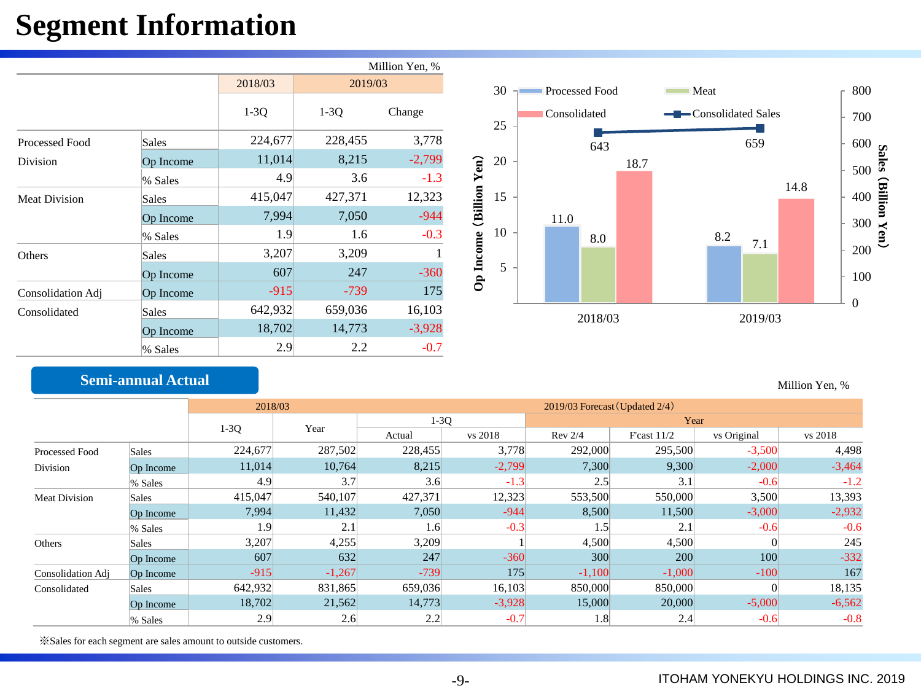# Segment Information

Million Yen, %

| | | 2018/03 | 2019/03 | |
|---|---|---|---|---|
| | | 1-3Q | 1-3Q | Change |
| Processed Food Division | Sales | 224,677 | 228,455 | 3,778 |
| | Op Income | 11,014 | 8,215 | -2,799 |
| | % Sales | 4.9 | 3.6 | -1.3 |
| Meat Division | Sales | 415,047 | 427,371 | 12,323 |
| | Op Income | 7,994 | 7,050 | -944 |
| | % Sales | 1.9 | 1.6 | -0.3 |
| Others | Sales | 3,207 | 3,209 | 1 |
| | Op Income | 607 | 247 | -360 |
| Consolidation Adj | Op Income | -915 | -739 | 175 |
| Consolidated | Sales | 642,932 | 659,036 | 16,103 |
| | Op Income | 18,702 | 14,773 | -3,928 |
| | % Sales | 2.9 | 2.2 | -0.7 |

Op Income (Billion Yen) / Sales (Billion Yen)

| | Processed Food | Meat | Consolidated | Consolidated Sales |
|---|---|---|---|---|
| 2018/03 | 11.0 | 8.0 | 18.7 | 643 |
| 2019/03 | 8.2 | 7.1 | 14.8 | 659 |

## Semi-annual Actual

Million Yen, %

| | | 2018/03 | | 2019/03 Forecast（Updated 2/4） | | | | | |
|---|---|---|---|---|---|---|---|---|---|
| | | 1-3Q | Year | 1-3Q | | Year | | | |
| | | | | Actual | vs 2018 | Rev 2/4 | F'cast 11/2 | vs Original | vs 2018 |
| Processed Food Division | Sales | 224,677 | 287,502 | 228,455 | 3,778 | 292,000 | 295,500 | -3,500 | 4,498 |
| | Op Income | 11,014 | 10,764 | 8,215 | -2,799 | 7,300 | 9,300 | -2,000 | -3,464 |
| | % Sales | 4.9 | 3.7 | 3.6 | -1.3 | 2.5 | 3.1 | -0.6 | -1.2 |
| Meat Division | Sales | 415,047 | 540,107 | 427,371 | 12,323 | 553,500 | 550,000 | 3,500 | 13,393 |
| | Op Income | 7,994 | 11,432 | 7,050 | -944 | 8,500 | 11,500 | -3,000 | -2,932 |
| | % Sales | 1.9 | 2.1 | 1.6 | -0.3 | 1.5 | 2.1 | -0.6 | -0.6 |
| Others | Sales | 3,207 | 4,255 | 3,209 | 1 | 4,500 | 4,500 | 0 | 245 |
| | Op Income | 607 | 632 | 247 | -360 | 300 | 200 | 100 | -332 |
| Consolidation Adj | Op Income | -915 | -1,267 | -739 | 175 | -1,100 | -1,000 | -100 | 167 |
| Consolidated | Sales | 642,932 | 831,865 | 659,036 | 16,103 | 850,000 | 850,000 | 0 | 18,135 |
| | Op Income | 18,702 | 21,562 | 14,773 | -3,928 | 15,000 | 20,000 | -5,000 | -6,562 |
| | % Sales | 2.9 | 2.6 | 2.2 | -0.7 | 1.8 | 2.4 | -0.6 | -0.8 |

※Sales for each segment are sales amount to outside customers.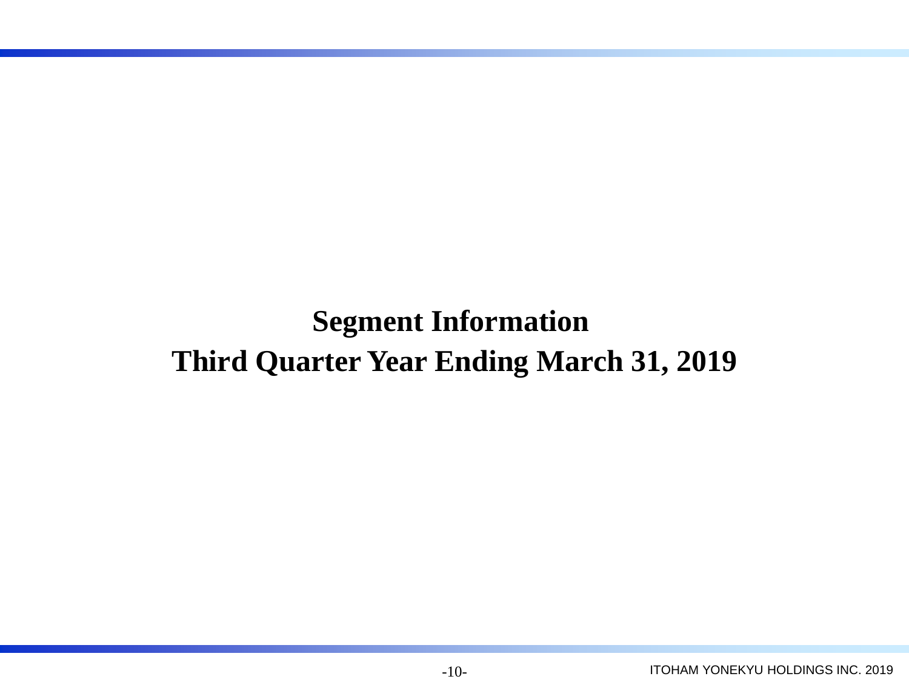# Segment Information

# Third Quarter Year Ending March 31, 2019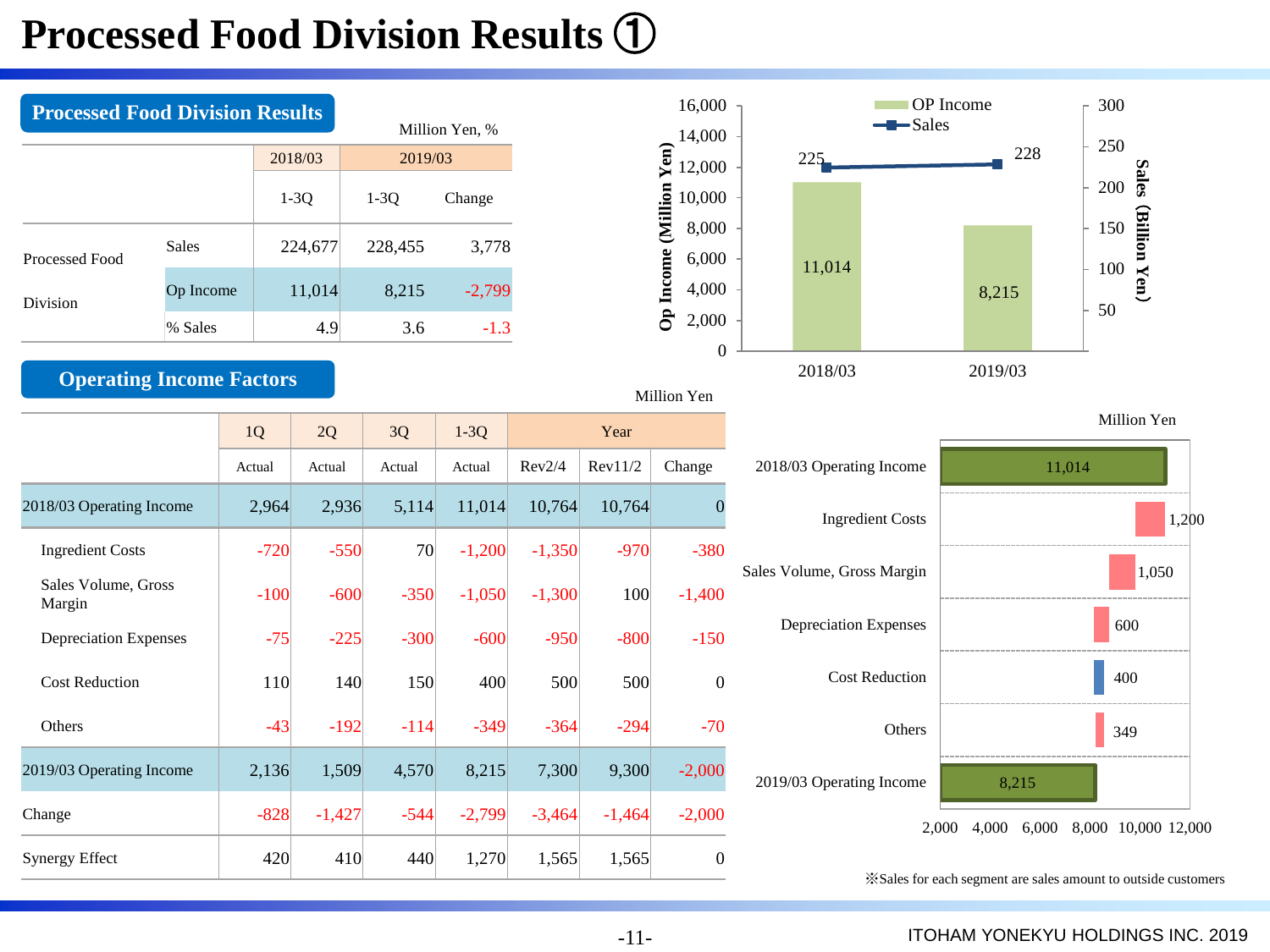# Processed Food Division Results ①

## Processed Food Division Results

Million Yen, %

| | | 2018/03 | 2019/03 | |
|---|---|---|---|---|
| | | 1-3Q | 1-3Q | Change |
| Processed Food Division | Sales | 224,677 | 228,455 | 3,778 |
| | Op Income | 11,014 | 8,215 | -2,799 |
| | % Sales | 4.9 | 3.6 | -1.3 |

## Operating Income Factors

Million Yen

| | 1Q | 2Q | 3Q | 1-3Q | Year | | |
|---|---|---|---|---|---|---|---|
| | Actual | Actual | Actual | Actual | Rev2/4 | Rev11/2 | Change |
| 2018/03 Operating Income | 2,964 | 2,936 | 5,114 | 11,014 | 10,764 | 10,764 | 0 |
| Ingredient Costs | -720 | -550 | 70 | -1,200 | -1,350 | -970 | -380 |
| Sales Volume, Gross Margin | -100 | -600 | -350 | -1,050 | -1,300 | 100 | -1,400 |
| Depreciation Expenses | -75 | -225 | -300 | -600 | -950 | -800 | -150 |
| Cost Reduction | 110 | 140 | 150 | 400 | 500 | 500 | 0 |
| Others | -43 | -192 | -114 | -349 | -364 | -294 | -70 |
| 2019/03 Operating Income | 2,136 | 1,509 | 4,570 | 8,215 | 7,300 | 9,300 | -2,000 |
| Change | -828 | -1,427 | -544 | -2,799 | -3,464 | -1,464 | -2,000 |
| Synergy Effect | 420 | 410 | 440 | 1,270 | 1,565 | 1,565 | 0 |

※Sales for each segment are sales amount to outside customers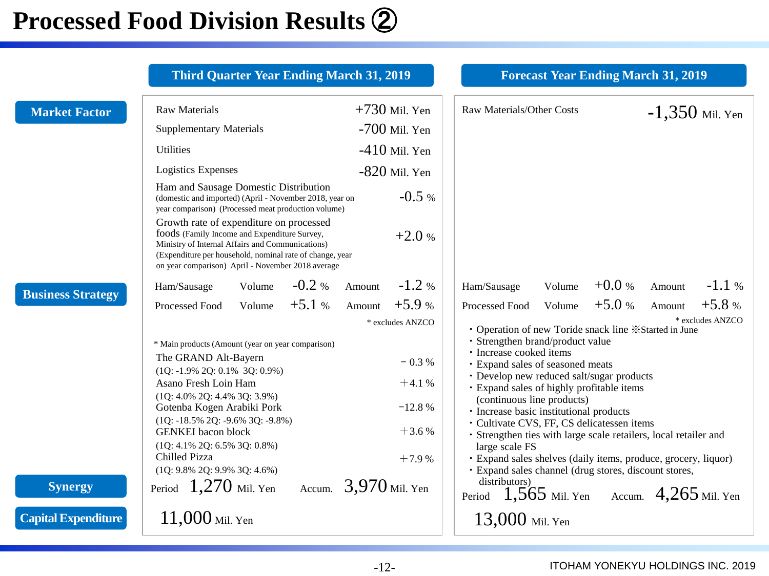# Processed Food Division Results ②

| | Third Quarter Year Ending March 31, 2019 | Forecast Year Ending March 31, 2019 |
|---|---|---|
| **Market Factor** | Raw Materials +730 Mil. Yen<br>Supplementary Materials -700 Mil. Yen<br>Utilities -410 Mil. Yen<br>Logistics Expenses -820 Mil. Yen<br>Ham and Sausage Domestic Distribution (domestic and imported) (April - November 2018, year on year comparison) (Processed meat production volume) -0.5 %<br>Growth rate of expenditure on processed foods (Family Income and Expenditure Survey, Ministry of Internal Affairs and Communications) (Expenditure per household, nominal rate of change, year on year comparison) April - November 2018 average +2.0 % | Raw Materials/Other Costs -1,350 Mil. Yen |
| **Business Strategy** | Ham/Sausage Volume -0.2 % Amount -1.2 %<br>Processed Food Volume +5.1 % Amount +5.9 %<br>* excludes ANZCO<br><br>* Main products (Amount (year on year comparison)<br>The GRAND Alt-Bayern −0.3 % (1Q: -1.9% 2Q: 0.1% 3Q: 0.9%)<br>Asano Fresh Loin Ham +4.1 % (1Q: 4.0% 2Q: 4.4% 3Q: 3.9%)<br>Gotenba Kogen Arabiki Pork −12.8 % (1Q: -18.5% 2Q: -9.6% 3Q: -9.8%)<br>GENKEI bacon block +3.6 % (1Q: 4.1% 2Q: 6.5% 3Q: 0.8%)<br>Chilled Pizza +7.9 % (1Q: 9.8% 2Q: 9.9% 3Q: 4.6%) | Ham/Sausage Volume +0.0 % Amount -1.1 %<br>Processed Food Volume +5.0 % Amount +5.8 %<br>* excludes ANZCO<br>・Operation of new Toride snack line ※Started in June<br>・Strengthen brand/product value<br>・Increase cooked items<br>・Expand sales of seasoned meats<br>・Develop new reduced salt/sugar products<br>・Expand sales of highly profitable items (continuous line products)<br>・Increase basic institutional products<br>・Cultivate CVS, FF, CS delicatessen items<br>・Strengthen ties with large scale retailers, local retailer and large scale FS<br>・Expand sales shelves (daily items, produce, grocery, liquor)<br>・Expand sales channel (drug stores, discount stores, distributors) |
| **Synergy** | Period 1,270 Mil. Yen Accum. 3,970 Mil. Yen | Period 1,565 Mil. Yen Accum. 4,265 Mil. Yen |
| **Capital Expenditure** | 11,000 Mil. Yen | 13,000 Mil. Yen |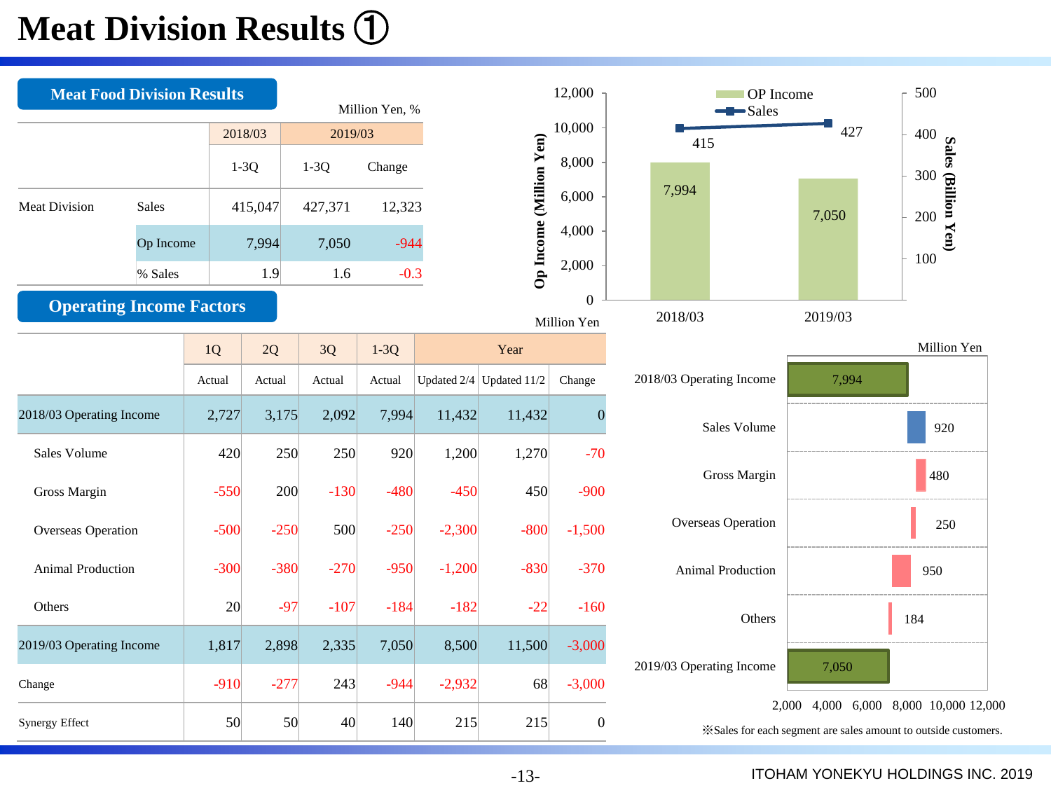# Meat Division Results ①

## Meat Food Division Results

Million Yen, %

| | | 2018/03 | 2019/03 | |
|---|---|---|---|---|
| | | 1-3Q | 1-3Q | Change |
| Meat Division | Sales | 415,047 | 427,371 | 12,323 |
| | Op Income | 7,994 | 7,050 | -944 |
| | % Sales | 1.9 | 1.6 | -0.3 |

OP Income / Sales

| | 2018/03 | 2019/03 |
|---|---|---|
| Op Income (Million Yen) | 7,994 | 7,050 |
| Sales (Billion Yen) | 415 | 427 |

## Operating Income Factors

Million Yen

| | 1Q | 2Q | 3Q | 1-3Q | Year | | |
|---|---|---|---|---|---|---|---|
| | Actual | Actual | Actual | Actual | Updated 2/4 | Updated 11/2 | Change |
| 2018/03 Operating Income | 2,727 | 3,175 | 2,092 | 7,994 | 11,432 | 11,432 | 0 |
| Sales Volume | 420 | 250 | 250 | 920 | 1,200 | 1,270 | -70 |
| Gross Margin | -550 | 200 | -130 | -480 | -450 | 450 | -900 |
| Overseas Operation | -500 | -250 | 500 | -250 | -2,300 | -800 | -1,500 |
| Animal Production | -300 | -380 | -270 | -950 | -1,200 | -830 | -370 |
| Others | 20 | -97 | -107 | -184 | -182 | -22 | -160 |
| 2019/03 Operating Income | 1,817 | 2,898 | 2,335 | 7,050 | 8,500 | 11,500 | -3,000 |
| Change | -910 | -277 | 243 | -944 | -2,932 | 68 | -3,000 |
| Synergy Effect | 50 | 50 | 40 | 140 | 215 | 215 | 0 |

Million Yen

| | |
|---|---|
| 2018/03 Operating Income | 7,994 |
| Sales Volume | 920 |
| Gross Margin | 480 |
| Overseas Operation | 250 |
| Animal Production | 950 |
| Others | 184 |
| 2019/03 Operating Income | 7,050 |

※Sales for each segment are sales amount to outside customers.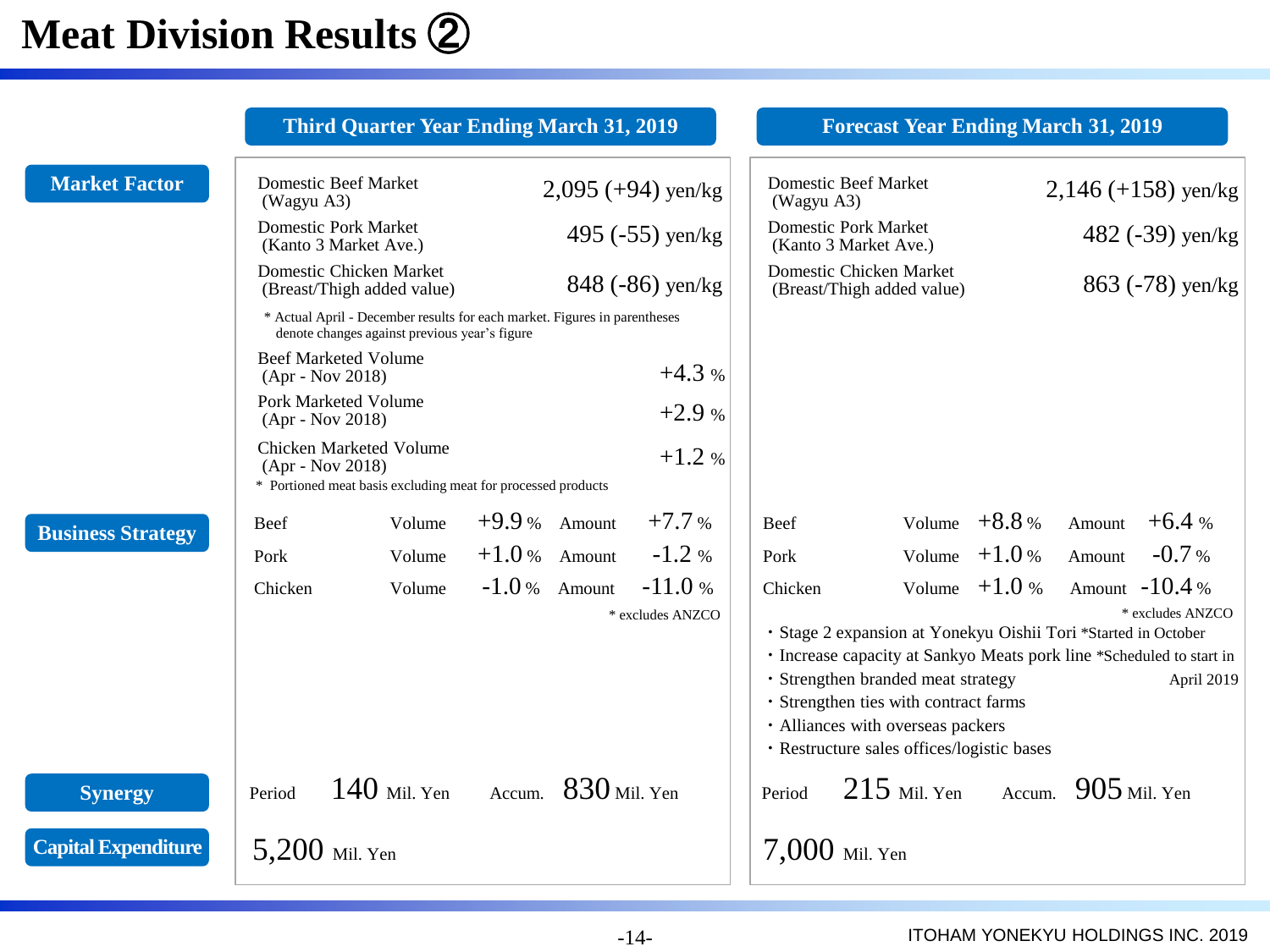# Meat Division Results ②

## Market Factor

| | Third Quarter Year Ending March 31, 2019 | Forecast Year Ending March 31, 2019 |
|---|---|---|
| Domestic Beef Market (Wagyu A3) | 2,095 (+94) yen/kg | 2,146 (+158) yen/kg |
| Domestic Pork Market (Kanto 3 Market Ave.) | 495 (-55) yen/kg | 482 (-39) yen/kg |
| Domestic Chicken Market (Breast/Thigh added value) | 848 (-86) yen/kg | 863 (-78) yen/kg |

\* Actual April - December results for each market. Figures in parentheses denote changes against previous year's figure

| | Third Quarter Year Ending March 31, 2019 |
|---|---|
| Beef Marketed Volume (Apr - Nov 2018) | +4.3 % |
| Pork Marketed Volume (Apr - Nov 2018) | +2.9 % |
| Chicken Marketed Volume (Apr - Nov 2018) | +1.2 % |

\* Portioned meat basis excluding meat for processed products

## Business Strategy

| | Third Quarter Volume | Third Quarter Amount | Forecast Volume | Forecast Amount |
|---|---|---|---|---|
| Beef | +9.9 % | +7.7 % | +8.8 % | +6.4 % |
| Pork | +1.0 % | -1.2 % | +1.0 % | -0.7 % |
| Chicken | -1.0 % | -11.0 % | +1.0 % | -10.4 % |

\* excludes ANZCO

Forecast Year Ending March 31, 2019:

- Stage 2 expansion at Yonekyu Oishii Tori *Started in October
- Increase capacity at Sankyo Meats pork line *Scheduled to start in April 2019
- Strengthen branded meat strategy
- Strengthen ties with contract farms
- Alliances with overseas packers
- Restructure sales offices/logistic bases

## Synergy

| | Third Quarter Year Ending March 31, 2019 | Forecast Year Ending March 31, 2019 |
|---|---|---|
| Period | 140 Mil. Yen | 215 Mil. Yen |
| Accum. | 830 Mil. Yen | 905 Mil. Yen |

## Capital Expenditure

| Third Quarter Year Ending March 31, 2019 | Forecast Year Ending March 31, 2019 |
|---|---|
| 5,200 Mil. Yen | 7,000 Mil. Yen |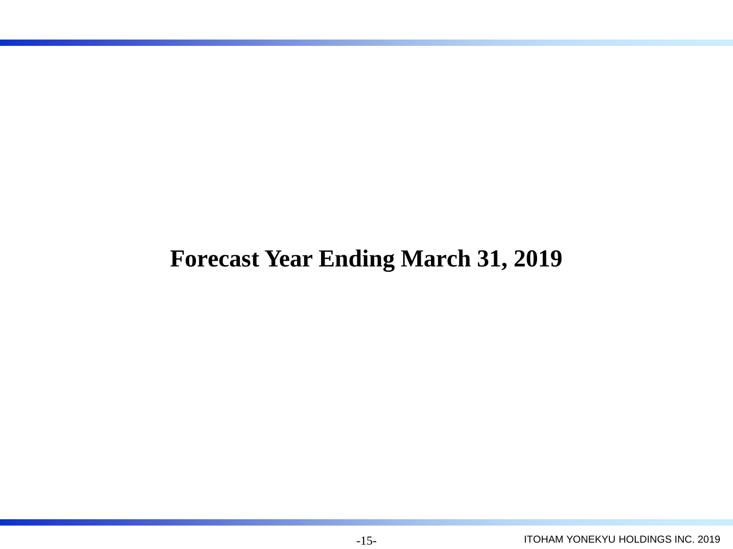# Forecast Year Ending March 31, 2019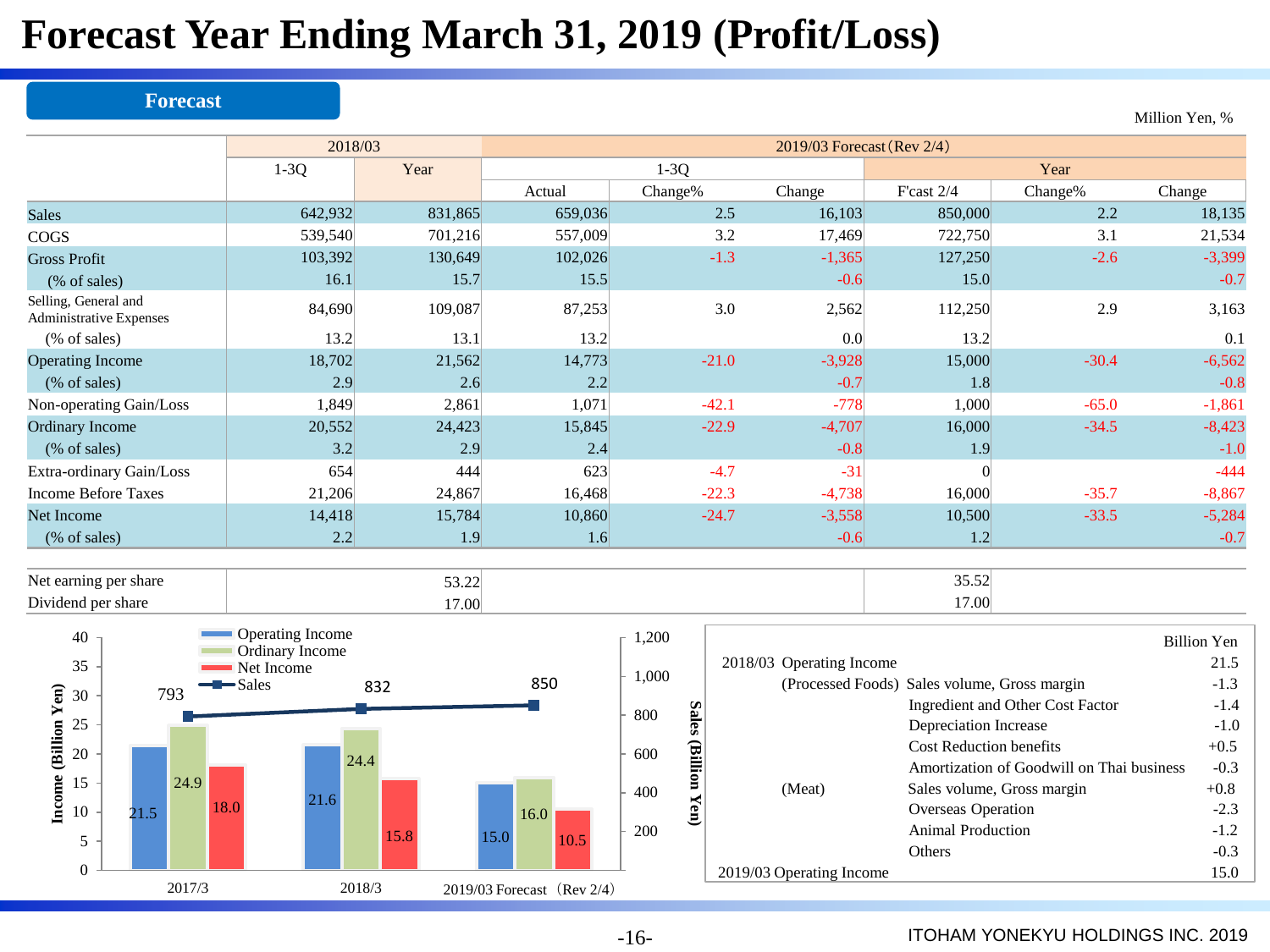# Forecast Year Ending March 31, 2019 (Profit/Loss)

**Forecast**

Million Yen, %

| | 2018/03 | | 2019/03 Forecast (Rev 2/4) | | | | | |
|---|---|---|---|---|---|---|---|---|
| | 1-3Q | Year | 1-3Q | | | Year | | |
| | | | Actual | Change% | Change | F'cast 2/4 | Change% | Change |
| Sales | 642,932 | 831,865 | 659,036 | 2.5 | 16,103 | 850,000 | 2.2 | 18,135 |
| COGS | 539,540 | 701,216 | 557,009 | 3.2 | 17,469 | 722,750 | 3.1 | 21,534 |
| Gross Profit | 103,392 | 130,649 | 102,026 | -1.3 | -1,365 | 127,250 | -2.6 | -3,399 |
| (% of sales) | 16.1 | 15.7 | 15.5 | | -0.6 | 15.0 | | -0.7 |
| Selling, General and Administrative Expenses | 84,690 | 109,087 | 87,253 | 3.0 | 2,562 | 112,250 | 2.9 | 3,163 |
| (% of sales) | 13.2 | 13.1 | 13.2 | | 0.0 | 13.2 | | 0.1 |
| Operating Income | 18,702 | 21,562 | 14,773 | -21.0 | -3,928 | 15,000 | -30.4 | -6,562 |
| (% of sales) | 2.9 | 2.6 | 2.2 | | -0.7 | 1.8 | | -0.8 |
| Non-operating Gain/Loss | 1,849 | 2,861 | 1,071 | -42.1 | -778 | 1,000 | -65.0 | -1,861 |
| Ordinary Income | 20,552 | 24,423 | 15,845 | -22.9 | -4,707 | 16,000 | -34.5 | -8,423 |
| (% of sales) | 3.2 | 2.9 | 2.4 | | -0.8 | 1.9 | | -1.0 |
| Extra-ordinary Gain/Loss | 654 | 444 | 623 | -4.7 | -31 | 0 | | -444 |
| Income Before Taxes | 21,206 | 24,867 | 16,468 | -22.3 | -4,738 | 16,000 | -35.7 | -8,867 |
| Net Income | 14,418 | 15,784 | 10,860 | -24.7 | -3,558 | 10,500 | -33.5 | -5,284 |
| (% of sales) | 2.2 | 1.9 | 1.6 | | -0.6 | 1.2 | | -0.7 |

| | 1-3Q | Year | | F'cast 2/4 |
|---|---|---|---|---|
| Net earning per share | | 53.22 | | 35.52 |
| Dividend per share | | 17.00 | | 17.00 |

Income (Billion Yen) / Sales (Billion Yen)

| | 2017/3 | 2018/3 | 2019/03 Forecast (Rev 2/4) |
|---|---|---|---|
| Operating Income | 21.5 | 21.6 | 15.0 |
| Ordinary Income | 24.9 | 24.4 | 16.0 |
| Net Income | 18.0 | 15.8 | 10.5 |
| Sales | 793 | 832 | 850 |

Billion Yen

| | | | |
|---|---|---|---|
| 2018/03 Operating Income | | | 21.5 |
| | (Processed Foods) | Sales volume, Gross margin | -1.3 |
| | | Ingredient and Other Cost Factor | -1.4 |
| | | Depreciation Increase | -1.0 |
| | | Cost Reduction benefits | +0.5 |
| | | Amortization of Goodwill on Thai business | -0.3 |
| | (Meat) | Sales volume, Gross margin | +0.8 |
| | | Overseas Operation | -2.3 |
| | | Animal Production | -1.2 |
| | | Others | -0.3 |
| 2019/03 Operating Income | | | 15.0 |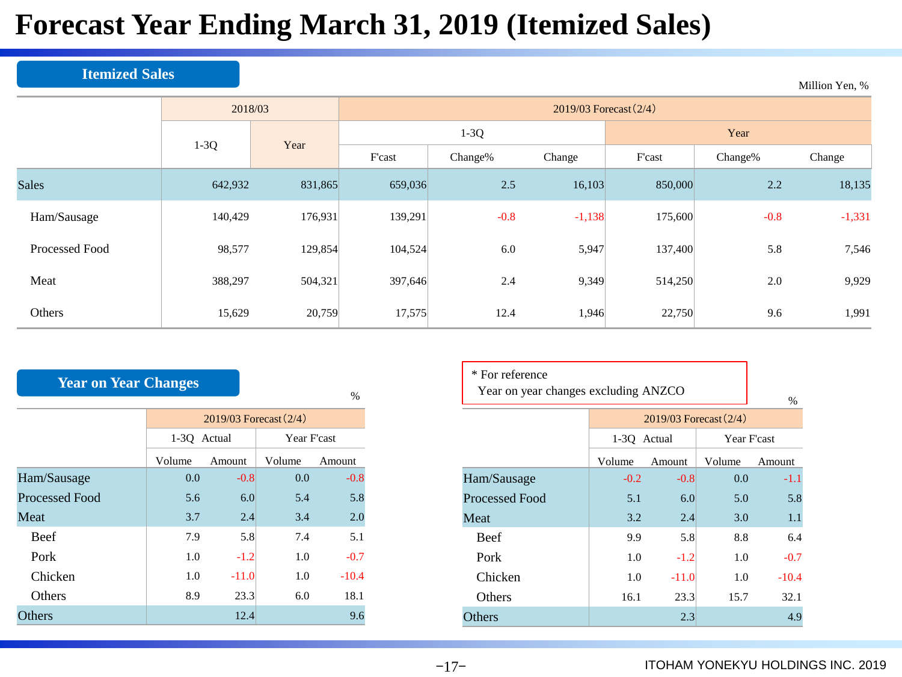# Forecast Year Ending March 31, 2019 (Itemized Sales)

## Itemized Sales

Million Yen, %

| | 2018/03 | | 2019/03 Forecast (2/4) | | | | | |
|---|---|---|---|---|---|---|---|---|
| | 1-3Q | Year | 1-3Q | | | Year | | |
| | | | F'cast | Change% | Change | F'cast | Change% | Change |
| Sales | 642,932 | 831,865 | 659,036 | 2.5 | 16,103 | 850,000 | 2.2 | 18,135 |
| Ham/Sausage | 140,429 | 176,931 | 139,291 | -0.8 | -1,138 | 175,600 | -0.8 | -1,331 |
| Processed Food | 98,577 | 129,854 | 104,524 | 6.0 | 5,947 | 137,400 | 5.8 | 7,546 |
| Meat | 388,297 | 504,321 | 397,646 | 2.4 | 9,349 | 514,250 | 2.0 | 9,929 |
| Others | 15,629 | 20,759 | 17,575 | 12.4 | 1,946 | 22,750 | 9.6 | 1,991 |

## Year on Year Changes

%

| | 2019/03 Forecast (2/4) | | | |
|---|---|---|---|---|
| | 1-3Q Actual | | Year F'cast | |
| | Volume | Amount | Volume | Amount |
| Ham/Sausage | 0.0 | -0.8 | 0.0 | -0.8 |
| Processed Food | 5.6 | 6.0 | 5.4 | 5.8 |
| Meat | 3.7 | 2.4 | 3.4 | 2.0 |
| Beef | 7.9 | 5.8 | 7.4 | 5.1 |
| Pork | 1.0 | -1.2 | 1.0 | -0.7 |
| Chicken | 1.0 | -11.0 | 1.0 | -10.4 |
| Others | 8.9 | 23.3 | 6.0 | 18.1 |
| Others | | 12.4 | | 9.6 |

\* For reference
Year on year changes excluding ANZCO

%

| | 2019/03 Forecast (2/4) | | | |
|---|---|---|---|---|
| | 1-3Q Actual | | Year F'cast | |
| | Volume | Amount | Volume | Amount |
| Ham/Sausage | -0.2 | -0.8 | 0.0 | -1.1 |
| Processed Food | 5.1 | 6.0 | 5.0 | 5.8 |
| Meat | 3.2 | 2.4 | 3.0 | 1.1 |
| Beef | 9.9 | 5.8 | 8.8 | 6.4 |
| Pork | 1.0 | -1.2 | 1.0 | -0.7 |
| Chicken | 1.0 | -11.0 | 1.0 | -10.4 |
| Others | 16.1 | 23.3 | 15.7 | 32.1 |
| Others | | 2.3 | | 4.9 |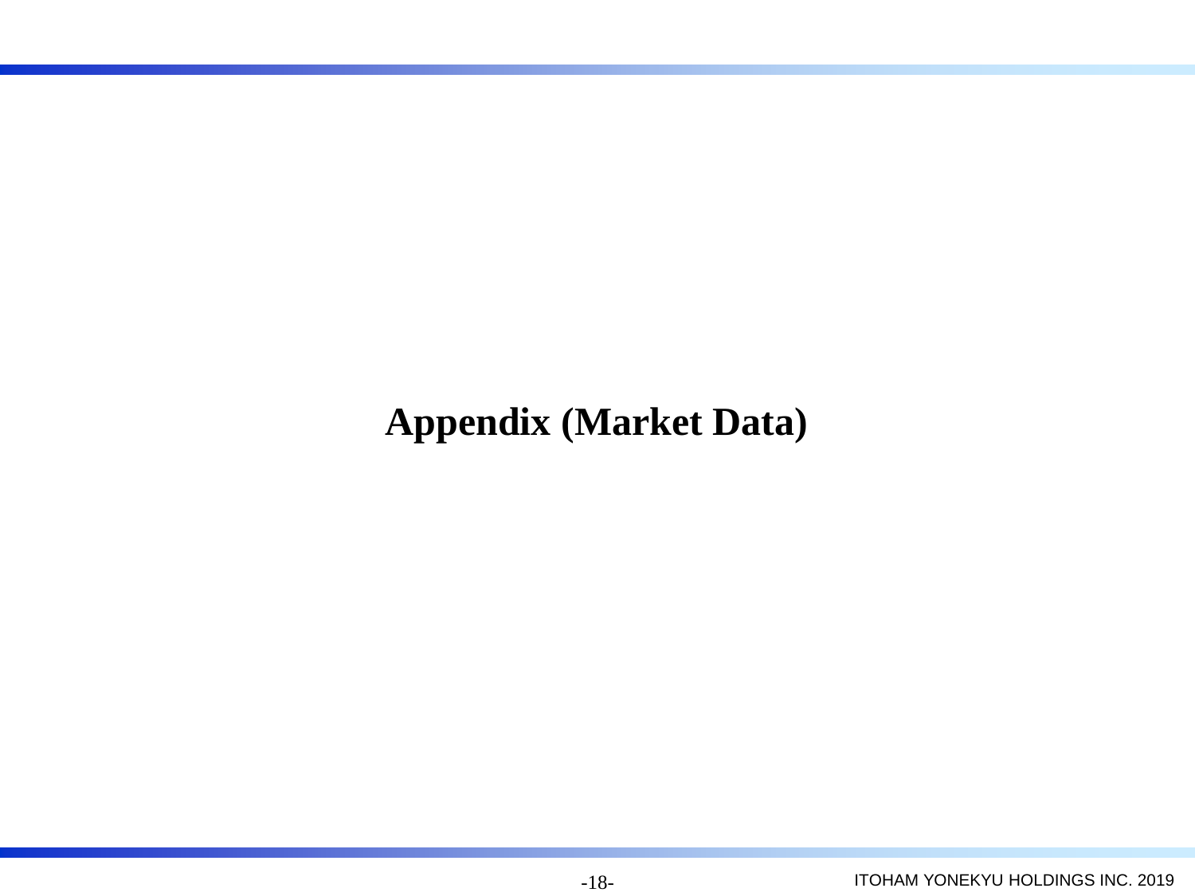# Appendix (Market Data)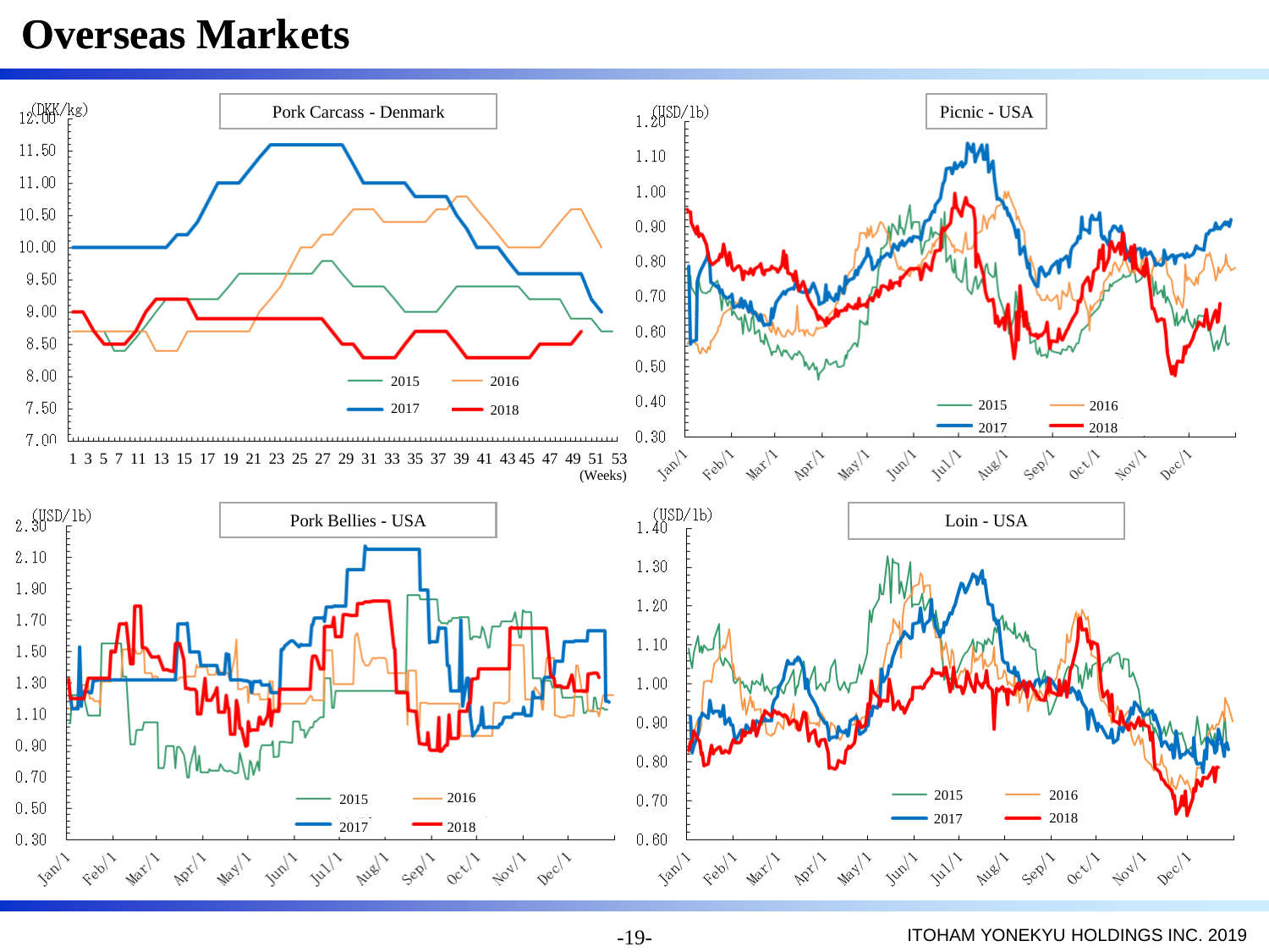# Overseas Markets

**Pork Carcass - Denmark**

(DKK/kg)

Legend: 2015, 2016, 2017, 2018

(Weeks)

**Picnic - USA**

(USD/lb)

Legend: 2015, 2016, 2017, 2018

**Pork Bellies - USA**

(USD/lb)

Legend: 2015, 2016, 2017, 2018

**Loin - USA**

(USD/lb)

Legend: 2015, 2016, 2017, 2018

ITOHAM YONEKYU HOLDINGS INC. 2019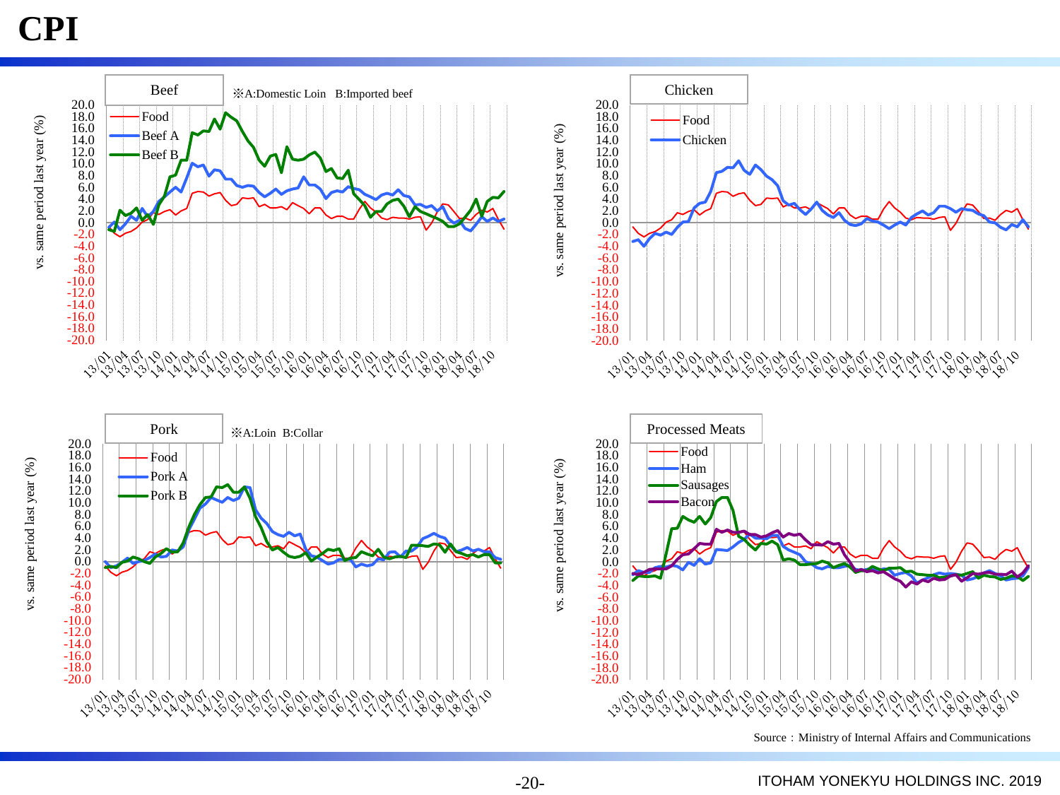# CPI

## Beef

※A:Domestic Loin B:Imported beef

vs. same period last year (%)

Legend: Food, Beef A, Beef B

## Chicken

vs. same period last year (%)

Legend: Food, Chicken

## Pork

※A:Loin B:Collar

vs. same period last year (%)

Legend: Food, Pork A, Pork B

## Processed Meats

vs. same period last year (%)

Legend: Food, Ham, Sausages, Bacon

Source：Ministry of Internal Affairs and Communications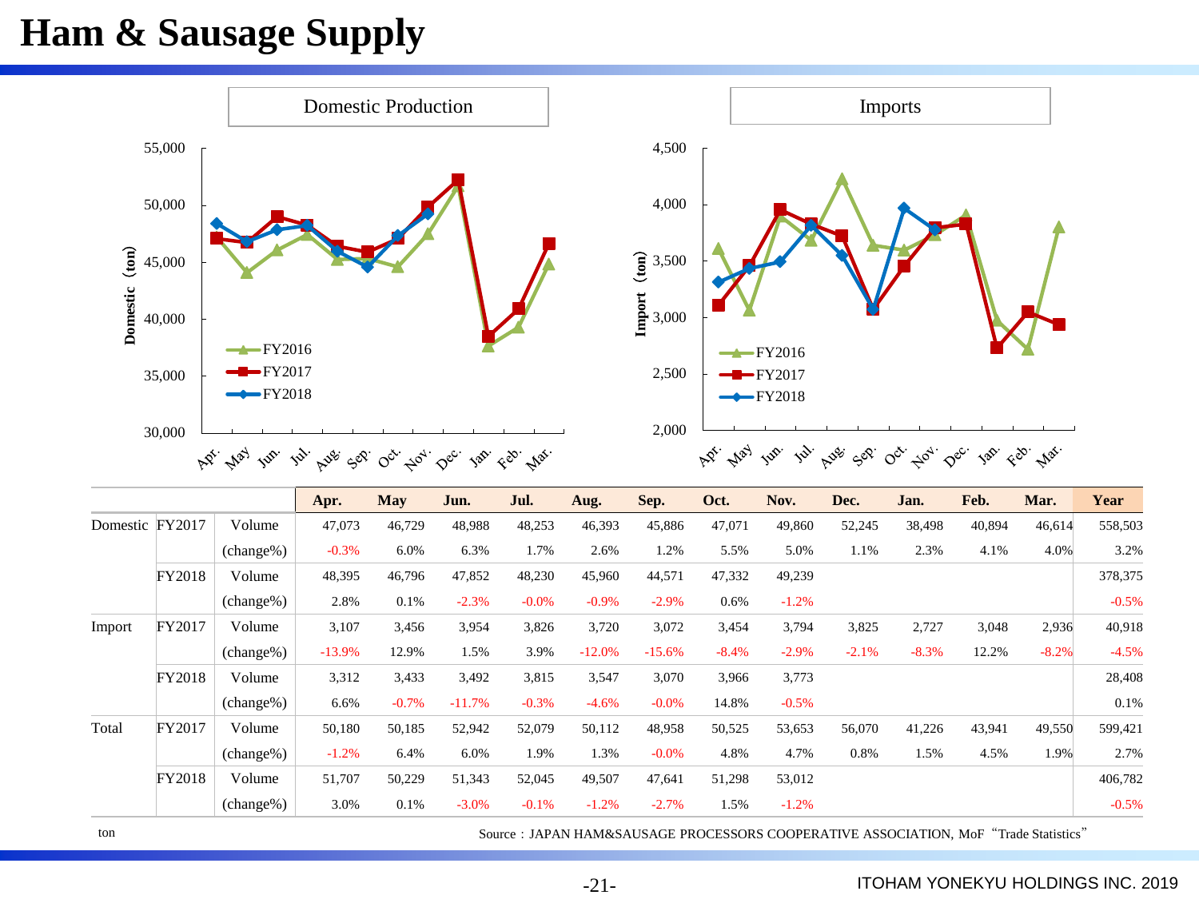# Ham & Sausage Supply

Domestic Production

Imports

| | | | Apr. | May | Jun. | Jul. | Aug. | Sep. | Oct. | Nov. | Dec. | Jan. | Feb. | Mar. | Year |
|---|---|---|---|---|---|---|---|---|---|---|---|---|---|---|---|
| Domestic | FY2017 | Volume | 47,073 | 46,729 | 48,988 | 48,253 | 46,393 | 45,886 | 47,071 | 49,860 | 52,245 | 38,498 | 40,894 | 46,614 | 558,503 |
| | | (change%) | -0.3% | 6.0% | 6.3% | 1.7% | 2.6% | 1.2% | 5.5% | 5.0% | 1.1% | 2.3% | 4.1% | 4.0% | 3.2% |
| | FY2018 | Volume | 48,395 | 46,796 | 47,852 | 48,230 | 45,960 | 44,571 | 47,332 | 49,239 | | | | | 378,375 |
| | | (change%) | 2.8% | 0.1% | -2.3% | -0.0% | -0.9% | -2.9% | 0.6% | -1.2% | | | | | -0.5% |
| Import | FY2017 | Volume | 3,107 | 3,456 | 3,954 | 3,826 | 3,720 | 3,072 | 3,454 | 3,794 | 3,825 | 2,727 | 3,048 | 2,936 | 40,918 |
| | | (change%) | -13.9% | 12.9% | 1.5% | 3.9% | -12.0% | -15.6% | -8.4% | -2.9% | -2.1% | -8.3% | 12.2% | -8.2% | -4.5% |
| | FY2018 | Volume | 3,312 | 3,433 | 3,492 | 3,815 | 3,547 | 3,070 | 3,966 | 3,773 | | | | | 28,408 |
| | | (change%) | 6.6% | -0.7% | -11.7% | -0.3% | -4.6% | -0.0% | 14.8% | -0.5% | | | | | 0.1% |
| Total | FY2017 | Volume | 50,180 | 50,185 | 52,942 | 52,079 | 50,112 | 48,958 | 50,525 | 53,653 | 56,070 | 41,226 | 43,941 | 49,550 | 599,421 |
| | | (change%) | -1.2% | 6.4% | 6.0% | 1.9% | 1.3% | -0.0% | 4.8% | 4.7% | 0.8% | 1.5% | 4.5% | 1.9% | 2.7% |
| | FY2018 | Volume | 51,707 | 50,229 | 51,343 | 52,045 | 49,507 | 47,641 | 51,298 | 53,012 | | | | | 406,782 |
| | | (change%) | 3.0% | 0.1% | -3.0% | -0.1% | -1.2% | -2.7% | 1.5% | -1.2% | | | | | -0.5% |

ton

Source：JAPAN HAM&SAUSAGE PROCESSORS COOPERATIVE ASSOCIATION, MoF "Trade Statistics"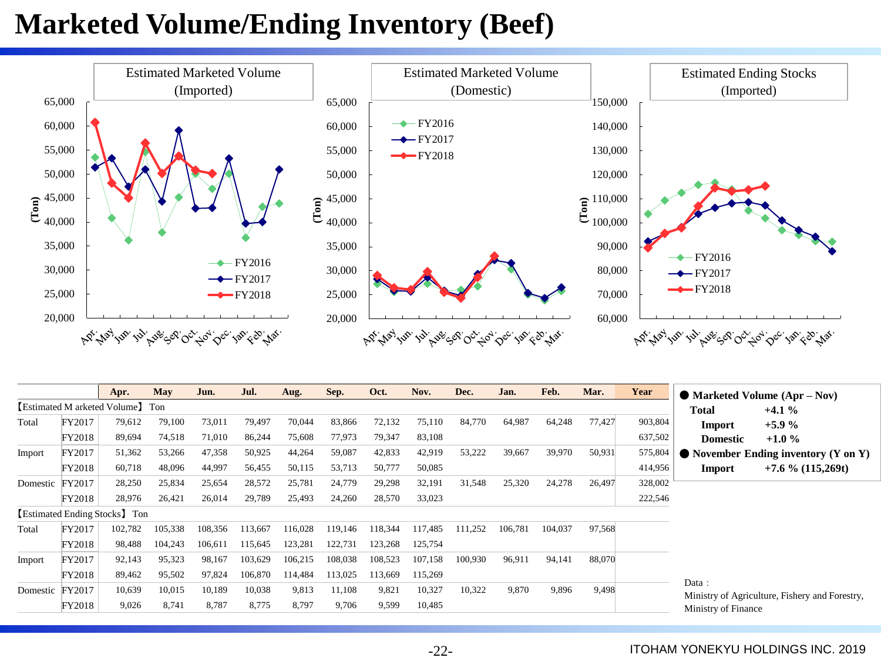# Marketed Volume/Ending Inventory (Beef)

Estimated Marketed Volume (Imported)

Estimated Marketed Volume (Domestic)

Estimated Ending Stocks (Imported)

| | | Apr. | May | Jun. | Jul. | Aug. | Sep. | Oct. | Nov. | Dec. | Jan. | Feb. | Mar. | Year |
|---|---|---|---|---|---|---|---|---|---|---|---|---|---|---|
| 【Estimated Marketed Volume】 Ton | | | | | | | | | | | | | | |
| Total | FY2017 | 79,612 | 79,100 | 73,011 | 79,497 | 70,044 | 83,866 | 72,132 | 75,110 | 84,770 | 64,987 | 64,248 | 77,427 | 903,804 |
| | FY2018 | 89,694 | 74,518 | 71,010 | 86,244 | 75,608 | 77,973 | 79,347 | 83,108 | | | | | 637,502 |
| Import | FY2017 | 51,362 | 53,266 | 47,358 | 50,925 | 44,264 | 59,087 | 42,833 | 42,919 | 53,222 | 39,667 | 39,970 | 50,931 | 575,804 |
| | FY2018 | 60,718 | 48,096 | 44,997 | 56,455 | 50,115 | 53,713 | 50,777 | 50,085 | | | | | 414,956 |
| Domestic | FY2017 | 28,250 | 25,834 | 25,654 | 28,572 | 25,781 | 24,779 | 29,298 | 32,191 | 31,548 | 25,320 | 24,278 | 26,497 | 328,002 |
| | FY2018 | 28,976 | 26,421 | 26,014 | 29,789 | 25,493 | 24,260 | 28,570 | 33,023 | | | | | 222,546 |
| 【Estimated Ending Stocks】 Ton | | | | | | | | | | | | | | |
| Total | FY2017 | 102,782 | 105,338 | 108,356 | 113,667 | 116,028 | 119,146 | 118,344 | 117,485 | 111,252 | 106,781 | 104,037 | 97,568 | |
| | FY2018 | 98,488 | 104,243 | 106,611 | 115,645 | 123,281 | 122,731 | 123,268 | 125,754 | | | | | |
| Import | FY2017 | 92,143 | 95,323 | 98,167 | 103,629 | 106,215 | 108,038 | 108,523 | 107,158 | 100,930 | 96,911 | 94,141 | 88,070 | |
| | FY2018 | 89,462 | 95,502 | 97,824 | 106,870 | 114,484 | 113,025 | 113,669 | 115,269 | | | | | |
| Domestic | FY2017 | 10,639 | 10,015 | 10,189 | 10,038 | 9,813 | 11,108 | 9,821 | 10,327 | 10,322 | 9,870 | 9,896 | 9,498 | |
| | FY2018 | 9,026 | 8,741 | 8,787 | 8,775 | 8,797 | 9,706 | 9,599 | 10,485 | | | | | |

- **Marketed Volume (Apr – Nov)**
  - **Total** **+4.1 %**
  - **Import** **+5.9 %**
  - **Domestic** **+1.0 %**
- **November Ending inventory (Y on Y)**
  - **Import** **+7.6 % (115,269t)**

Data：
Ministry of Agriculture, Fishery and Forestry,
Ministry of Finance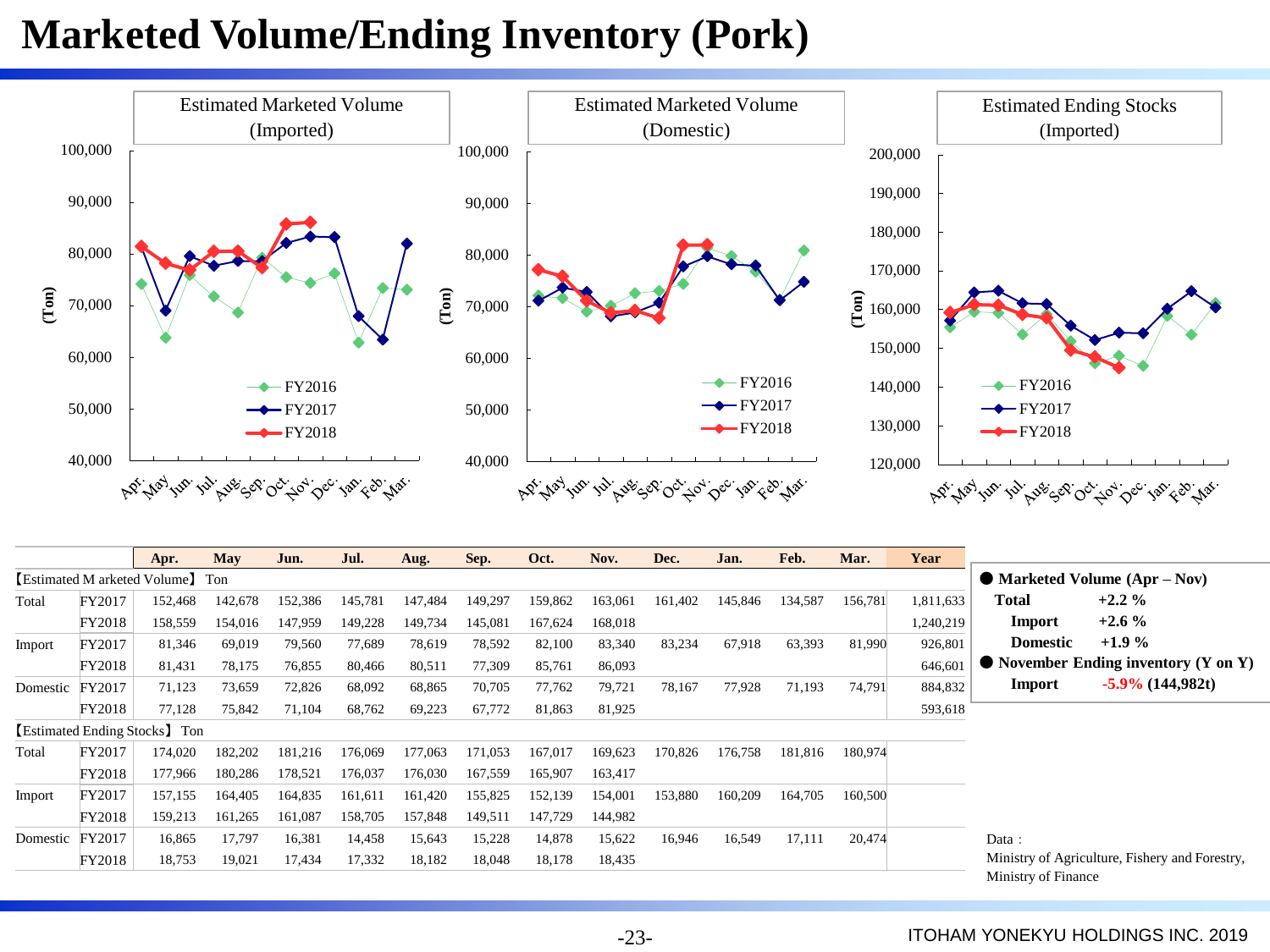# Marketed Volume/Ending Inventory (Pork)

Estimated Marketed Volume (Imported)

Estimated Marketed Volume (Domestic)

Estimated Ending Stocks (Imported)

| | | Apr. | May | Jun. | Jul. | Aug. | Sep. | Oct. | Nov. | Dec. | Jan. | Feb. | Mar. | Year |
|---|---|---|---|---|---|---|---|---|---|---|---|---|---|---|
| 【Estimated Marketed Volume】 Ton | | | | | | | | | | | | | | |
| Total | FY2017 | 152,468 | 142,678 | 152,386 | 145,781 | 147,484 | 149,297 | 159,862 | 163,061 | 161,402 | 145,846 | 134,587 | 156,781 | 1,811,633 |
| | FY2018 | 158,559 | 154,016 | 147,959 | 149,228 | 149,734 | 145,081 | 167,624 | 168,018 | | | | | 1,240,219 |
| Import | FY2017 | 81,346 | 69,019 | 79,560 | 77,689 | 78,619 | 78,592 | 82,100 | 83,340 | 83,234 | 67,918 | 63,393 | 81,990 | 926,801 |
| | FY2018 | 81,431 | 78,175 | 76,855 | 80,466 | 80,511 | 77,309 | 85,761 | 86,093 | | | | | 646,601 |
| Domestic | FY2017 | 71,123 | 73,659 | 72,826 | 68,092 | 68,865 | 70,705 | 77,762 | 79,721 | 78,167 | 77,928 | 71,193 | 74,791 | 884,832 |
| | FY2018 | 77,128 | 75,842 | 71,104 | 68,762 | 69,223 | 67,772 | 81,863 | 81,925 | | | | | 593,618 |
| 【Estimated Ending Stocks】 Ton | | | | | | | | | | | | | | |
| Total | FY2017 | 174,020 | 182,202 | 181,216 | 176,069 | 177,063 | 171,053 | 167,017 | 169,623 | 170,826 | 176,758 | 181,816 | 180,974 | |
| | FY2018 | 177,966 | 180,286 | 178,521 | 176,037 | 176,030 | 167,559 | 165,907 | 163,417 | | | | | |
| Import | FY2017 | 157,155 | 164,405 | 164,835 | 161,611 | 161,420 | 155,825 | 152,139 | 154,001 | 153,880 | 160,209 | 164,705 | 160,500 | |
| | FY2018 | 159,213 | 161,265 | 161,087 | 158,705 | 157,848 | 149,511 | 147,729 | 144,982 | | | | | |
| Domestic | FY2017 | 16,865 | 17,797 | 16,381 | 14,458 | 15,643 | 15,228 | 14,878 | 15,622 | 16,946 | 16,549 | 17,111 | 20,474 | |
| | FY2018 | 18,753 | 19,021 | 17,434 | 17,332 | 18,182 | 18,048 | 18,178 | 18,435 | | | | | |

● **Marketed Volume (Apr – Nov)**

| | |
|---|---|
| **Total** | **+2.2 %** |
| **Import** | **+2.6 %** |
| **Domestic** | **+1.9 %** |

● **November Ending inventory (Y on Y)**

**Import** **-5.9% (144,982t)**

Data：
Ministry of Agriculture, Fishery and Forestry, Ministry of Finance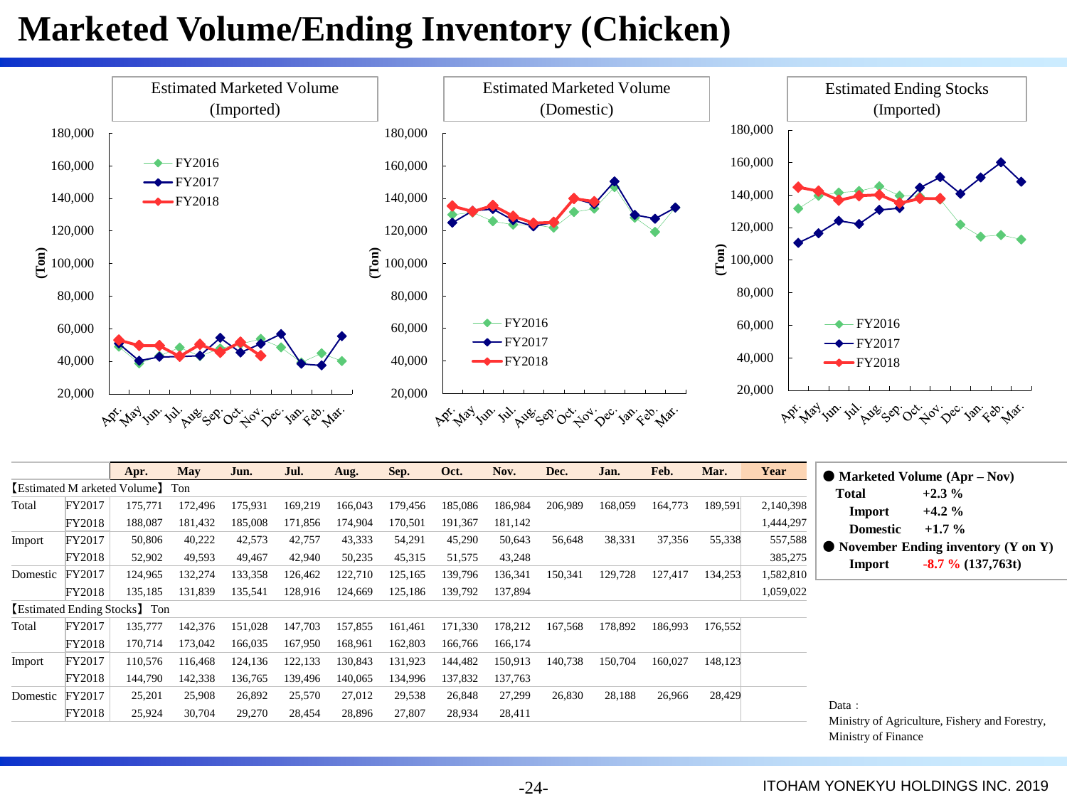# Marketed Volume/Ending Inventory (Chicken)

Estimated Marketed Volume (Imported)

Estimated Marketed Volume (Domestic)

Estimated Ending Stocks (Imported)

| | | Apr. | May | Jun. | Jul. | Aug. | Sep. | Oct. | Nov. | Dec. | Jan. | Feb. | Mar. | Year |
|---|---|---|---|---|---|---|---|---|---|---|---|---|---|---|
| 【Estimated Marketed Volume】 Ton | | | | | | | | | | | | | | |
| Total | FY2017 | 175,771 | 172,496 | 175,931 | 169,219 | 166,043 | 179,456 | 185,086 | 186,984 | 206,989 | 168,059 | 164,773 | 189,591 | 2,140,398 |
| | FY2018 | 188,087 | 181,432 | 185,008 | 171,856 | 174,904 | 170,501 | 191,367 | 181,142 | | | | | 1,444,297 |
| Import | FY2017 | 50,806 | 40,222 | 42,573 | 42,757 | 43,333 | 54,291 | 45,290 | 50,643 | 56,648 | 38,331 | 37,356 | 55,338 | 557,588 |
| | FY2018 | 52,902 | 49,593 | 49,467 | 42,940 | 50,235 | 45,315 | 51,575 | 43,248 | | | | | 385,275 |
| Domestic | FY2017 | 124,965 | 132,274 | 133,358 | 126,462 | 122,710 | 125,165 | 139,796 | 136,341 | 150,341 | 129,728 | 127,417 | 134,253 | 1,582,810 |
| | FY2018 | 135,185 | 131,839 | 135,541 | 128,916 | 124,669 | 125,186 | 139,792 | 137,894 | | | | | 1,059,022 |
| 【Estimated Ending Stocks】 Ton | | | | | | | | | | | | | | |
| Total | FY2017 | 135,777 | 142,376 | 151,028 | 147,703 | 157,855 | 161,461 | 171,330 | 178,212 | 167,568 | 178,892 | 186,993 | 176,552 | |
| | FY2018 | 170,714 | 173,042 | 166,035 | 167,950 | 168,961 | 162,803 | 166,766 | 166,174 | | | | | |
| Import | FY2017 | 110,576 | 116,468 | 124,136 | 122,133 | 130,843 | 131,923 | 144,482 | 150,913 | 140,738 | 150,704 | 160,027 | 148,123 | |
| | FY2018 | 144,790 | 142,338 | 136,765 | 139,496 | 140,065 | 134,996 | 137,832 | 137,763 | | | | | |
| Domestic | FY2017 | 25,201 | 25,908 | 26,892 | 25,570 | 27,012 | 29,538 | 26,848 | 27,299 | 26,830 | 28,188 | 26,966 | 28,429 | |
| | FY2018 | 25,924 | 30,704 | 29,270 | 28,454 | 28,896 | 27,807 | 28,934 | 28,411 | | | | | |

- **Marketed Volume (Apr – Nov)**
  - **Total** **+2.3 %**
  - **Import** **+4.2 %**
  - **Domestic** **+1.7 %**
- **November Ending inventory (Y on Y)**
  - **Import** **-8.7 % (137,763t)**

Data：
Ministry of Agriculture, Fishery and Forestry,
Ministry of Finance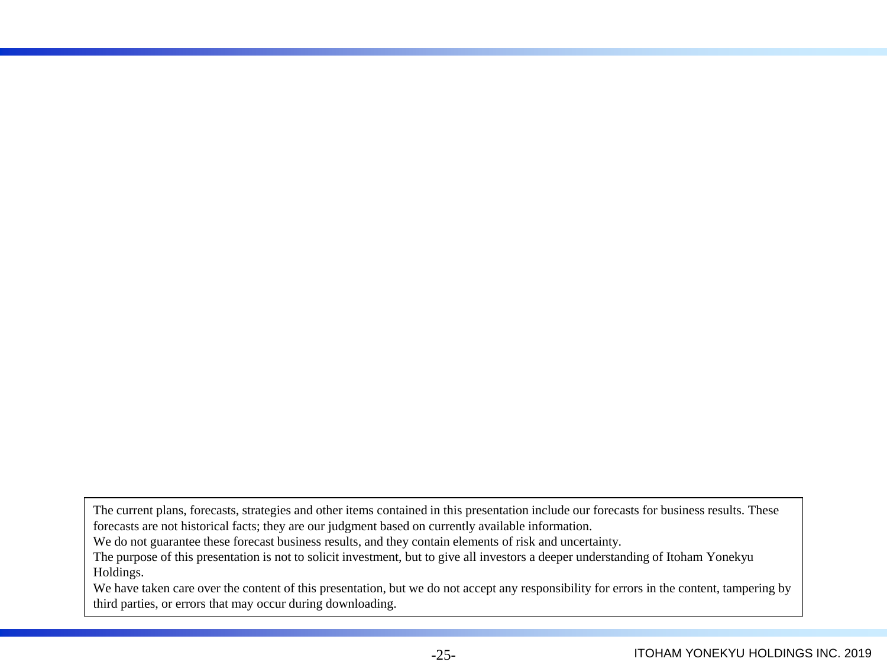The current plans, forecasts, strategies and other items contained in this presentation include our forecasts for business results. These forecasts are not historical facts; they are our judgment based on currently available information.
We do not guarantee these forecast business results, and they contain elements of risk and uncertainty.
The purpose of this presentation is not to solicit investment, but to give all investors a deeper understanding of Itoham Yonekyu Holdings.
We have taken care over the content of this presentation, but we do not accept any responsibility for errors in the content, tampering by third parties, or errors that may occur during downloading.